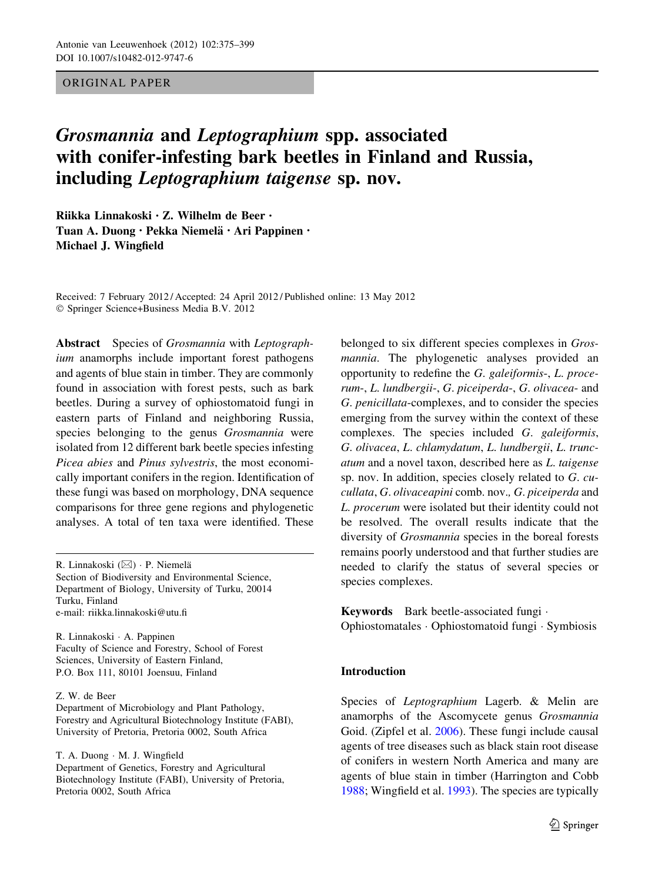ORIGINAL PAPER

# *Grosmannia* and *Leptographium* spp. associated with conifer-infesting bark beetles in Finland and Russia, including *Leptographium taigense* sp. nov.

**Riikka Linnakoski · Z. Wilhelm de Beer · Tuan A. Duong · Pekka Niemelä · Ari Pappinen · Michael J. Wingfield**

Received: 7 February 2012 / Accepted: 24 April 2012 / Published online: 13 May 2012
© Springer Science+Business Media B.V. 2012

**Abstract** Species of *Grosmannia* with *Leptographium* anamorphs include important forest pathogens and agents of blue stain in timber. They are commonly found in association with forest pests, such as bark beetles. During a survey of ophiostomatoid fungi in eastern parts of Finland and neighboring Russia, species belonging to the genus *Grosmannia* were isolated from 12 different bark beetle species infesting *Picea abies* and *Pinus sylvestris*, the most economically important conifers in the region. Identification of these fungi was based on morphology, DNA sequence comparisons for three gene regions and phylogenetic analyses. A total of ten taxa were identified. These belonged to six different species complexes in *Grosmannia*. The phylogenetic analyses provided an opportunity to redefine the *G. galeiformis*-, *L. procerum*-, *L. lundbergii*-, *G. piceiperda*-, *G. olivacea*- and *G. penicillata*-complexes, and to consider the species emerging from the survey within the context of these complexes. The species included *G. galeiformis*, *G. olivacea*, *L. chlamydatum*, *L. lundbergii*, *L. truncatum* and a novel taxon, described here as *L. taigense* sp. nov. In addition, species closely related to *G. cucullata*, *G. olivaceapini* comb. nov., *G. piceiperda* and *L. procerum* were isolated but their identity could not be resolved. The overall results indicate that the diversity of *Grosmannia* species in the boreal forests remains poorly understood and that further studies are needed to clarify the status of several species or species complexes.

**Keywords** Bark beetle-associated fungi · Ophiostomatales · Ophiostomatoid fungi · Symbiosis

R. Linnakoski (✉) · P. Niemelä
Section of Biodiversity and Environmental Science, Department of Biology, University of Turku, 20014 Turku, Finland
e-mail: riikka.linnakoski@utu.fi

R. Linnakoski · A. Pappinen
Faculty of Science and Forestry, School of Forest Sciences, University of Eastern Finland, P.O. Box 111, 80101 Joensuu, Finland

Z. W. de Beer
Department of Microbiology and Plant Pathology, Forestry and Agricultural Biotechnology Institute (FABI), University of Pretoria, Pretoria 0002, South Africa

T. A. Duong · M. J. Wingfield
Department of Genetics, Forestry and Agricultural Biotechnology Institute (FABI), University of Pretoria, Pretoria 0002, South Africa

## Introduction

Species of *Leptographium* Lagerb. & Melin are anamorphs of the Ascomycete genus *Grosmannia* Goid. (Zipfel et al. 2006). These fungi include causal agents of tree diseases such as black stain root disease of conifers in western North America and many are agents of blue stain in timber (Harrington and Cobb 1988; Wingfield et al. 1993). The species are typically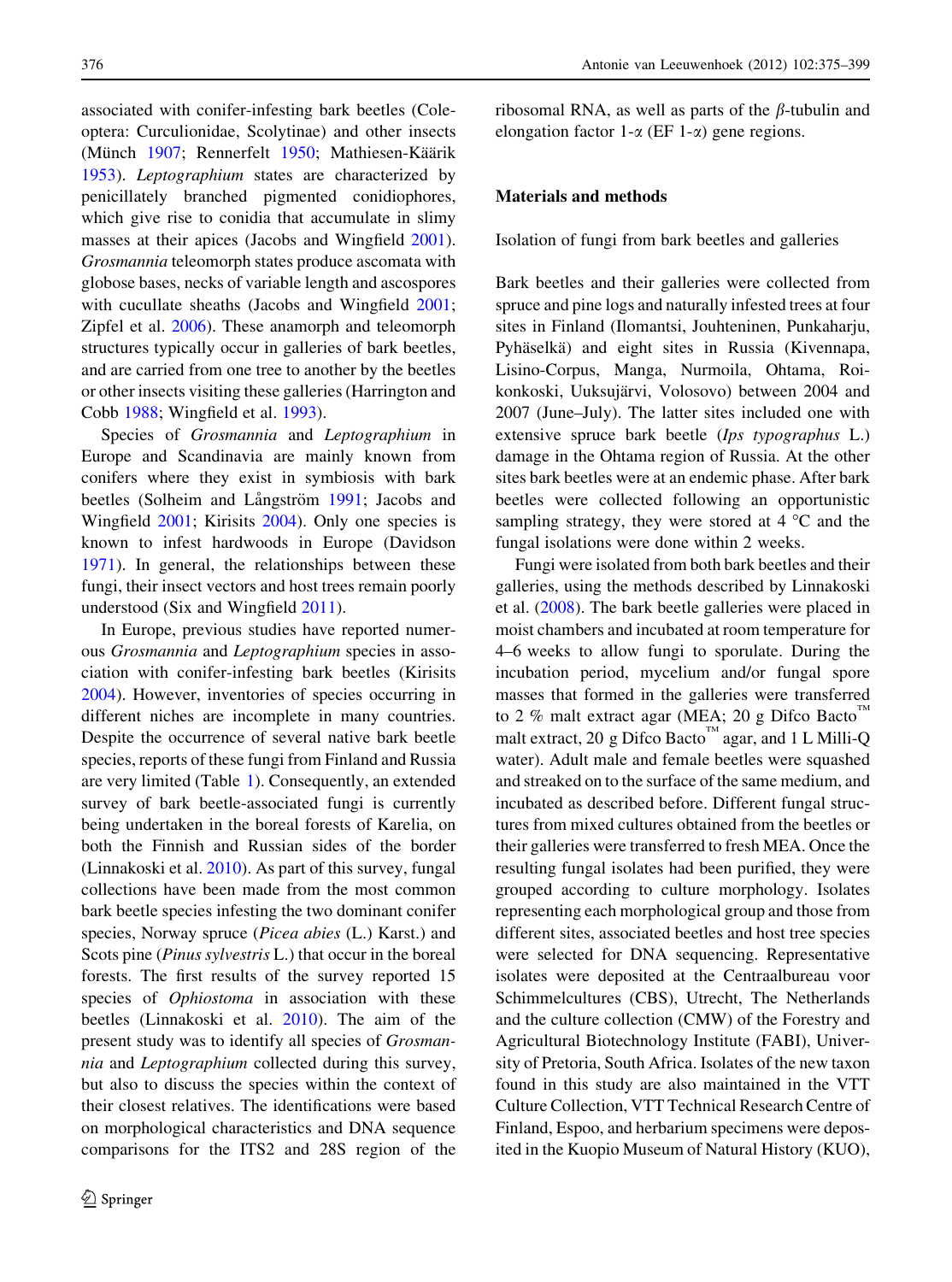associated with conifer-infesting bark beetles (Coleoptera: Curculionidae, Scolytinae) and other insects (Münch 1907; Rennerfelt 1950; Mathiesen-Käärik 1953). *Leptographium* states are characterized by penicillately branched pigmented conidiophores, which give rise to conidia that accumulate in slimy masses at their apices (Jacobs and Wingfield 2001). *Grosmannia* teleomorph states produce ascomata with globose bases, necks of variable length and ascospores with cucullate sheaths (Jacobs and Wingfield 2001; Zipfel et al. 2006). These anamorph and teleomorph structures typically occur in galleries of bark beetles, and are carried from one tree to another by the beetles or other insects visiting these galleries (Harrington and Cobb 1988; Wingfield et al. 1993).

Species of *Grosmannia* and *Leptographium* in Europe and Scandinavia are mainly known from conifers where they exist in symbiosis with bark beetles (Solheim and Långström 1991; Jacobs and Wingfield 2001; Kirisits 2004). Only one species is known to infest hardwoods in Europe (Davidson 1971). In general, the relationships between these fungi, their insect vectors and host trees remain poorly understood (Six and Wingfield 2011).

In Europe, previous studies have reported numerous *Grosmannia* and *Leptographium* species in association with conifer-infesting bark beetles (Kirisits 2004). However, inventories of species occurring in different niches are incomplete in many countries. Despite the occurrence of several native bark beetle species, reports of these fungi from Finland and Russia are very limited (Table 1). Consequently, an extended survey of bark beetle-associated fungi is currently being undertaken in the boreal forests of Karelia, on both the Finnish and Russian sides of the border (Linnakoski et al. 2010). As part of this survey, fungal collections have been made from the most common bark beetle species infesting the two dominant conifer species, Norway spruce (*Picea abies* (L.) Karst.) and Scots pine (*Pinus sylvestris* L.) that occur in the boreal forests. The first results of the survey reported 15 species of *Ophiostoma* in association with these beetles (Linnakoski et al. 2010). The aim of the present study was to identify all species of *Grosmannia* and *Leptographium* collected during this survey, but also to discuss the species within the context of their closest relatives. The identifications were based on morphological characteristics and DNA sequence comparisons for the ITS2 and 28S region of the ribosomal RNA, as well as parts of the $\beta$-tubulin and elongation factor 1-$\alpha$ (EF 1-$\alpha$) gene regions.

## Materials and methods

### Isolation of fungi from bark beetles and galleries

Bark beetles and their galleries were collected from spruce and pine logs and naturally infested trees at four sites in Finland (Ilomantsi, Jouhteninen, Punkaharju, Pyhäselkä) and eight sites in Russia (Kivennapa, Lisino-Corpus, Manga, Nurmoila, Ohtama, Roikonkoski, Uuksujärvi, Volosovo) between 2004 and 2007 (June–July). The latter sites included one with extensive spruce bark beetle (*Ips typographus* L.) damage in the Ohtama region of Russia. At the other sites bark beetles were at an endemic phase. After bark beetles were collected following an opportunistic sampling strategy, they were stored at 4 °C and the fungal isolations were done within 2 weeks.

Fungi were isolated from both bark beetles and their galleries, using the methods described by Linnakoski et al. (2008). The bark beetle galleries were placed in moist chambers and incubated at room temperature for 4–6 weeks to allow fungi to sporulate. During the incubation period, mycelium and/or fungal spore masses that formed in the galleries were transferred to 2 % malt extract agar (MEA; 20 g Difco Bacto™ malt extract, 20 g Difco Bacto™ agar, and 1 L Milli-Q water). Adult male and female beetles were squashed and streaked on to the surface of the same medium, and incubated as described before. Different fungal structures from mixed cultures obtained from the beetles or their galleries were transferred to fresh MEA. Once the resulting fungal isolates had been purified, they were grouped according to culture morphology. Isolates representing each morphological group and those from different sites, associated beetles and host tree species were selected for DNA sequencing. Representative isolates were deposited at the Centraalbureau voor Schimmelcultures (CBS), Utrecht, The Netherlands and the culture collection (CMW) of the Forestry and Agricultural Biotechnology Institute (FABI), University of Pretoria, South Africa. Isolates of the new taxon found in this study are also maintained in the VTT Culture Collection, VTT Technical Research Centre of Finland, Espoo, and herbarium specimens were deposited in the Kuopio Museum of Natural History (KUO),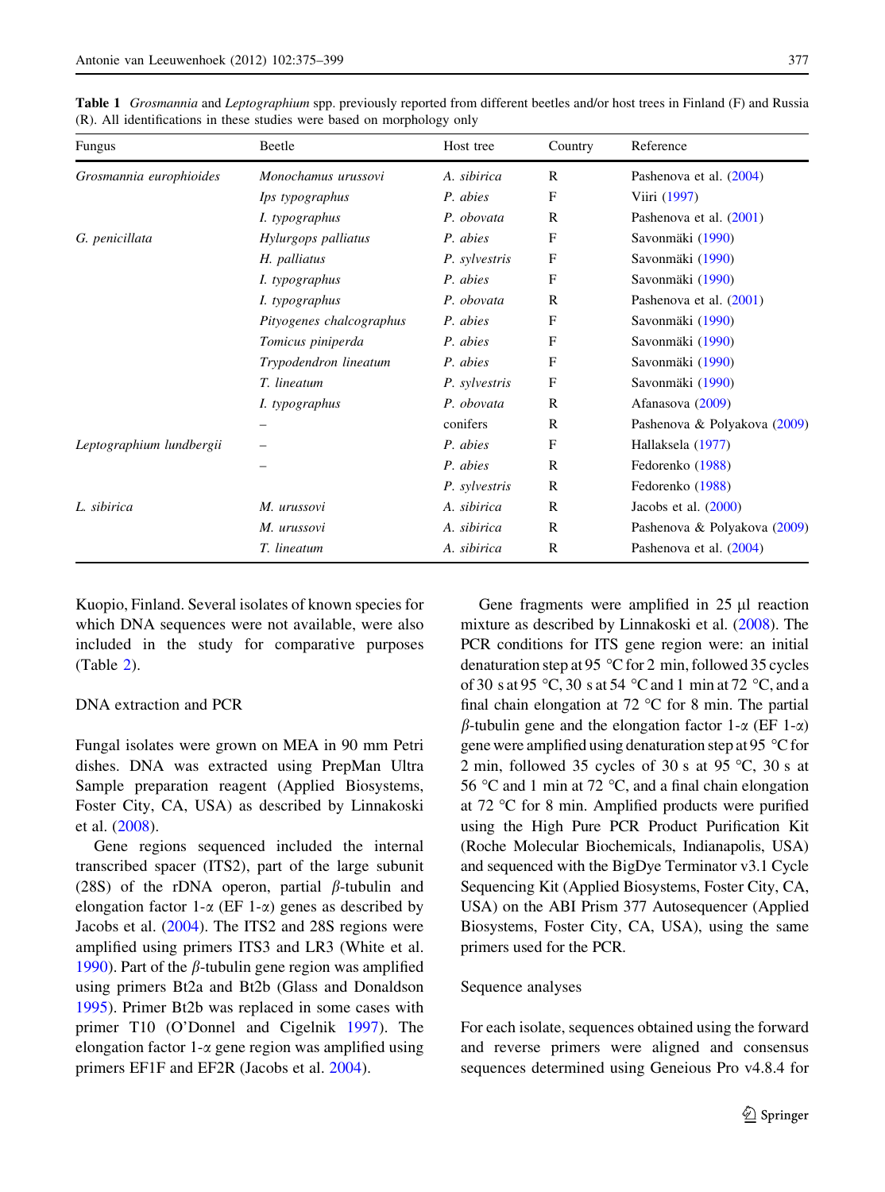**Table 1** *Grosmannia* and *Leptographium* spp. previously reported from different beetles and/or host trees in Finland (F) and Russia (R). All identifications in these studies were based on morphology only

| Fungus | Beetle | Host tree | Country | Reference |
|---|---|---|---|---|
| *Grosmannia europhioides* | *Monochamus urussovi* | *A. sibirica* | R | Pashenova et al. (2004) |
| | *Ips typographus* | *P. abies* | F | Viiri (1997) |
| | *I. typographus* | *P. obovata* | R | Pashenova et al. (2001) |
| *G. penicillata* | *Hylurgops palliatus* | *P. abies* | F | Savonmäki (1990) |
| | *H. palliatus* | *P. sylvestris* | F | Savonmäki (1990) |
| | *I. typographus* | *P. abies* | F | Savonmäki (1990) |
| | *I. typographus* | *P. obovata* | R | Pashenova et al. (2001) |
| | *Pityogenes chalcographus* | *P. abies* | F | Savonmäki (1990) |
| | *Tomicus piniperda* | *P. abies* | F | Savonmäki (1990) |
| | *Trypodendron lineatum* | *P. abies* | F | Savonmäki (1990) |
| | *T. lineatum* | *P. sylvestris* | F | Savonmäki (1990) |
| | *I. typographus* | *P. obovata* | R | Afanasova (2009) |
| | – | conifers | R | Pashenova & Polyakova (2009) |
| *Leptographium lundbergii* | – | *P. abies* | F | Hallaksela (1977) |
| | – | *P. abies* | R | Fedorenko (1988) |
| | | *P. sylvestris* | R | Fedorenko (1988) |
| *L. sibirica* | *M. urussovi* | *A. sibirica* | R | Jacobs et al. (2000) |
| | *M. urussovi* | *A. sibirica* | R | Pashenova & Polyakova (2009) |
| | *T. lineatum* | *A. sibirica* | R | Pashenova et al. (2004) |

Kuopio, Finland. Several isolates of known species for which DNA sequences were not available, were also included in the study for comparative purposes (Table 2).

DNA extraction and PCR

Fungal isolates were grown on MEA in 90 mm Petri dishes. DNA was extracted using PrepMan Ultra Sample preparation reagent (Applied Biosystems, Foster City, CA, USA) as described by Linnakoski et al. (2008).

Gene regions sequenced included the internal transcribed spacer (ITS2), part of the large subunit (28S) of the rDNA operon, partial $\beta$-tubulin and elongation factor 1-$\alpha$ (EF 1-$\alpha$) genes as described by Jacobs et al. (2004). The ITS2 and 28S regions were amplified using primers ITS3 and LR3 (White et al. 1990). Part of the $\beta$-tubulin gene region was amplified using primers Bt2a and Bt2b (Glass and Donaldson 1995). Primer Bt2b was replaced in some cases with primer T10 (O'Donnel and Cigelnik 1997). The elongation factor 1-$\alpha$ gene region was amplified using primers EF1F and EF2R (Jacobs et al. 2004).

Gene fragments were amplified in 25 µl reaction mixture as described by Linnakoski et al. (2008). The PCR conditions for ITS gene region were: an initial denaturation step at 95 °C for 2 min, followed 35 cycles of 30 s at 95 °C, 30 s at 54 °C and 1 min at 72 °C, and a final chain elongation at 72 °C for 8 min. The partial $\beta$-tubulin gene and the elongation factor 1-$\alpha$ (EF 1-$\alpha$) gene were amplified using denaturation step at 95 °C for 2 min, followed 35 cycles of 30 s at 95 °C, 30 s at 56 °C and 1 min at 72 °C, and a final chain elongation at 72 °C for 8 min. Amplified products were purified using the High Pure PCR Product Purification Kit (Roche Molecular Biochemicals, Indianapolis, USA) and sequenced with the BigDye Terminator v3.1 Cycle Sequencing Kit (Applied Biosystems, Foster City, CA, USA) on the ABI Prism 377 Autosequencer (Applied Biosystems, Foster City, CA, USA), using the same primers used for the PCR.

Sequence analyses

For each isolate, sequences obtained using the forward and reverse primers were aligned and consensus sequences determined using Geneious Pro v4.8.4 for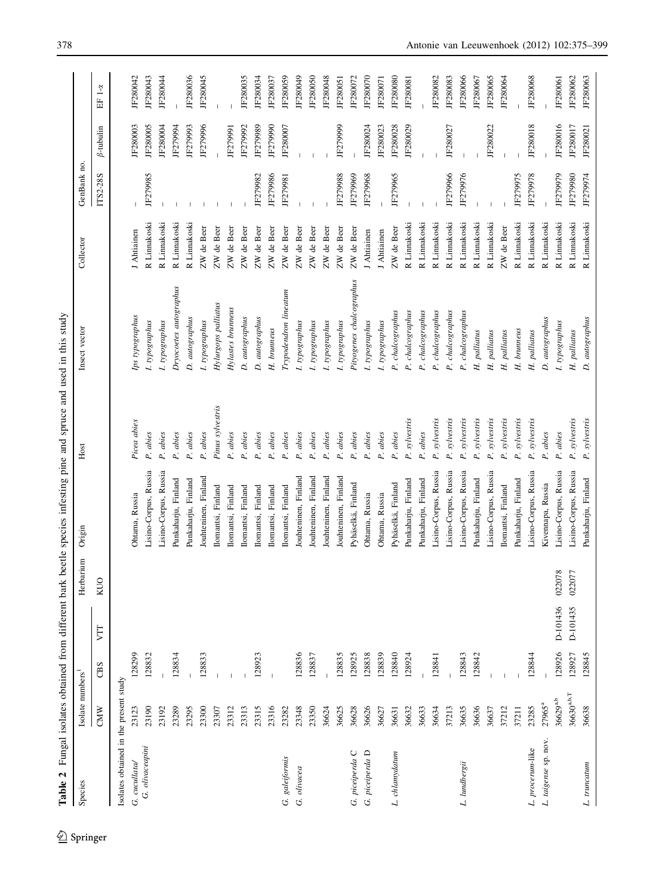**Table 2** Fungal isolates obtained from different bark beetle species infesting pine and spruce and used in this study

| Species | Isolate numbers[1] | | | Herbarium | Origin | Host | Insect vector | Collector | GenBank no. | | |
|---|---|---|---|---|---|---|---|---|---|---|---|
| | CMW | CBS | VTT | KUO | | | | | ITS2-28S | β-tubulin | EF 1-α |
| Isolates obtained in the present study | | | | | | | | | | | |
| *G. cucullata/* | 23123 | 128299 | | | Ohtama, Russia | *Picea abies* | *Ips typographus* | J Ahtiainen | – | JF280003 | JF280042 |
| *G. olivaceapini* | 23190 | 128832 | | | Lisino-Corpus, Russia | *P. abies* | *I. typographus* | R Linnakoski | JF279985 | JF280005 | JF280043 |
| | 23192 | – | | | Lisino-Corpus, Russia | *P. abies* | *I. typographus* | R Linnakoski | – | JF280004 | JF280044 |
| | 23289 | 128834 | | | Punkaharju, Finland | *P. abies* | *Dryocoetes autographus* | R Linnakoski | – | JF279994 | – |
| | 23295 | – | | | Punkaharju, Finland | *P. abies* | *D. autographus* | R Linnakoski | – | JF279993 | JF280036 |
| | 23300 | 128833 | | | Jouhteninen, Finland | *P. abies* | *I. typographus* | ZW de Beer | – | JF279996 | JF280045 |
| | 23307 | – | | | Ilomantsi, Finland | *Pinus sylvestris* | *Hylurgops palliatus* | ZW de Beer | – | – | – |
| | 23312 | – | | | Ilomantsi, Finland | *P. abies* | *Hylastes brunneus* | ZW de Beer | – | JF279991 | – |
| | 23313 | – | | | Ilomantsi, Finland | *P. abies* | *D. autographus* | ZW de Beer | – | JF279992 | JF280035 |
| | 23315 | 128923 | | | Ilomantsi, Finland | *P. abies* | *D. autographus* | ZW de Beer | JF279982 | JF279989 | JF280034 |
| | 23316 | – | | | Ilomantsi, Finland | *P. abies* | *H. brunneus* | ZW de Beer | JF279986 | JF279990 | JF280037 |
| *G. galeiformis* | 23282 | | | | Ilomantsi, Finland | *P. abies* | *Trypodendron lineatum* | ZW de Beer | JF279981 | JF280007 | JF280059 |
| *G. olivacea* | 23348 | 128836 | | | Jouhteninen, Finland | *P. abies* | *I. typographus* | ZW de Beer | – | – | JF280049 |
| | 23350 | 128837 | | | Jouhteninen, Finland | *P. abies* | *I. typographus* | ZW de Beer | – | – | JF280050 |
| | 36624 | – | | | Jouhteninen, Finland | *P. abies* | *I. typographus* | ZW de Beer | – | – | JF280048 |
| | 36625 | 128835 | | | Jouhteninen, Finland | *P. abies* | *I. typographus* | ZW de Beer | JF279988 | JF279999 | JF280051 |
| *G. piceiperda* C | 36628 | 128925 | | | Pyhäselkä, Finland | *P. abies* | *Pityogenes chalcographus* | ZW de Beer | JF279969 | – | JF280072 |
| *G. piceiperda* D | 36626 | 128838 | | | Ohtama, Russia | *P. abies* | *I. typographus* | J Ahtiainen | JF279968 | JF280024 | JF280070 |
| | 36627 | 128839 | | | Ohtama, Russia | *P. abies* | *I. typographus* | J Ahtiainen | – | JF280023 | JF280071 |
| *L. chlamydatum* | 36631 | 128840 | | | Pyhäselkä, Finland | *P. abies* | *P. chalcographus* | ZW de Beer | JF279965 | JF280028 | JF280080 |
| | 36632 | 128924 | | | Punkaharju, Finland | *P. sylvestris* | *P. chalcographus* | R Linnakoski | – | JF280029 | JF280081 |
| | 36633 | – | | | Punkaharju, Finland | *P. abies* | *P. chalcographus* | R Linnakoski | – | – | – |
| | 36634 | 128841 | | | Lisino-Corpus, Russia | *P. sylvestris* | *P. chalcographus* | R Linnakoski | – | – | JF280082 |
| | 37213 | – | | | Lisino-Corpus, Russia | *P. sylvestris* | *P. chalcographus* | R Linnakoski | JF279966 | JF280027 | JF280083 |
| *L. lundbergii* | 36635 | 128843 | | | Lisino-Corpus, Russia | *P. sylvestris* | *P. chalcographus* | R Linnakoski | JF279976 | – | JF280066 |
| | 36636 | 128842 | | | Punkaharju, Finland | *P. sylvestris* | *H. palliatus* | R Linnakoski | – | – | JF280067 |
| | 36637 | – | | | Lisino-Corpus, Russia | *P. sylvestris* | *H. palliatus* | R Linnakoski | – | JF280022 | JF280065 |
| | 37212 | – | | | Ilomantsi, Finland | *P. sylvestris* | *H. palliatus* | ZW de Beer | – | – | JF280064 |
| | 37211 | – | | | Punkaharju, Finland | *P. sylvestris* | *H. brunneus* | R Linnakoski | JF279975 | – | – |
| *L. procerum*-like | 23285 | 128844 | | | Lisino-Corpus, Russia | *P. sylvestris* | *H. palliatus* | R Linnakoski | JF279978 | JF280018 | JF280068 |
| *L. taigense* sp. nov. | 27965[a] | – | | | Kivennapa, Russia | *P. abies* | *D. autographus* | R Linnakoski | – | – | – |
| | 36629[a,b] | 128926 | D-101436 | 022078 | Lisino-Corpus, Russia | *P. abies* | *I. typographus* | R Linnakoski | JF279979 | JF280016 | JF280061 |
| | 36630[a,b,T] | 128927 | D-101435 | 022077 | Lisino-Corpus, Russia | *P. sylvestris* | *H. palliatus* | R Linnakoski | JF279980 | JF280017 | JF280062 |
| *L. truncatum* | 36638 | 128845 | | | Punkaharju, Finland | *P. sylvestris* | *D. autographus* | R Linnakoski | JF279974 | JF280021 | JF280063 |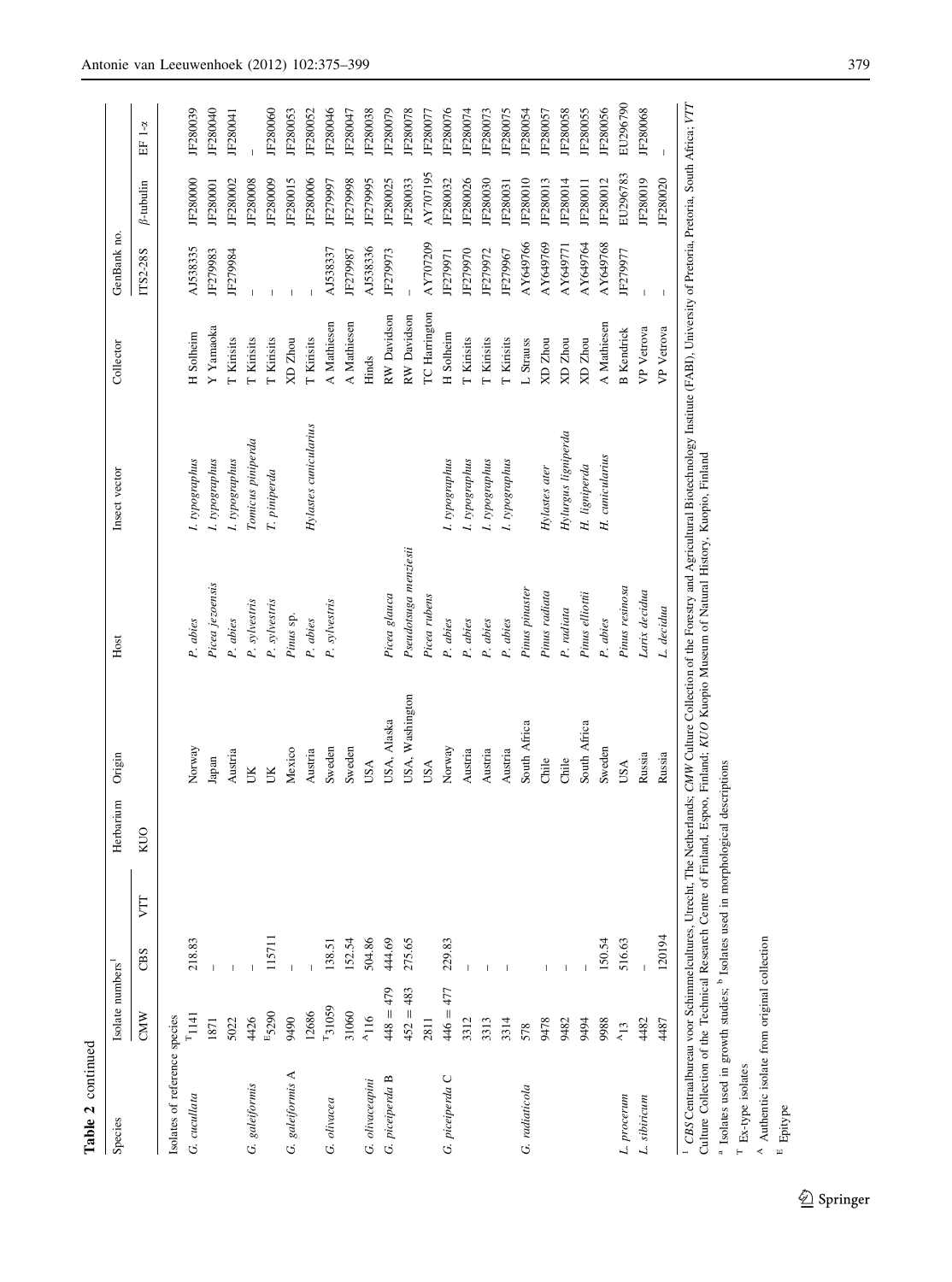**Table 2** continued

| Species | Isolate numbers[1] | | | Herbarium | Origin | Host | Insect vector | Collector | GenBank no. | | |
|---|---|---|---|---|---|---|---|---|---|---|---|
| | CMW | CBS | VTT | KUO | | | | | ITS2-28S | β-tubulin | EF 1-α |
| Isolates of reference species | | | | | | | | | | | |
| *G. cucullata* | [T]1141 | 218.83 | | | Norway | *P. abies* | *I. typographus* | H Solheim | AJ538335 | JF280000 | JF280039 |
| | 1871 | – | | | Japan | *Picea jezoensis* | *I. typographus* | Y Yamaoka | JF279983 | JF280001 | JF280040 |
| | 5022 | – | | | Austria | *P. abies* | *I. typographus* | T Kirisits | JF279984 | JF280002 | JF280041 |
| *G. galeiformis* | 4426 | – | | | UK | *P. sylvestris* | *Tomicus piniperda* | T Kirisits | – | JF280008 | – |
| | [E]5290 | 115711 | | | UK | *P. sylvestris* | *T. piniperda* | T Kirisits | – | JF280009 | JF280060 |
| *G. galeiformis* A | 9490 | – | | | Mexico | *Pinus* sp. | | XD Zhou | – | JF280015 | JF280053 |
| | 12686 | – | | | Austria | *P. abies* | *Hylastes cunicularius* | T Kirisits | – | JF280006 | JF280052 |
| *G. olivacea* | [T]31059 | 138.51 | | | Sweden | *P. sylvestris* | | A Mathiesen | AJ538337 | JF279997 | JF280046 |
| | 31060 | 152.54 | | | Sweden | | | A Mathiesen | JF279987 | JF279998 | JF280047 |
| *G. olivaceapini* | [A]116 | 504.86 | | | USA | | | Hinds | AJ538336 | JF279995 | JF280038 |
| *G. piceiperda* B | 448 = 479 | 444.69 | | | USA, Alaska | *Picea glauca* | | RW Davidson | JF279973 | JF280025 | JF280079 |
| | 452 = 483 | 275.65 | | | USA, Washington | *Pseudotsuga menziesii* | | RW Davidson | – | JF280033 | JF280078 |
| | 2811 | | | | USA | *Picea rubens* | | TC Harrington | AY707209 | AY707195 | JF280077 |
| *G. piceiperda* C | 446 = 477 | 229.83 | | | Norway | *P. abies* | *I. typographus* | H Solheim | JF279971 | JF280032 | JF280076 |
| | 3312 | – | | | Austria | *P. abies* | *I. typographus* | T Kirisits | JF279970 | JF280026 | JF280074 |
| | 3313 | – | | | Austria | *P. abies* | *I. typographus* | T Kirisits | JF279972 | JF280030 | JF280073 |
| | 3314 | – | | | Austria | *P. abies* | *I. typographus* | T Kirisits | JF279967 | JF280031 | JF280075 |
| *G. radiaticola* | 578 | | | | South Africa | *Pinus pinaster* | | L Strauss | AY649766 | JF280010 | JF280054 |
| | 9478 | – | | | Chile | *Pinus radiata* | *Hylastes ater* | XD Zhou | AY649769 | JF280013 | JF280057 |
| | 9482 | – | | | Chile | *P. radiata* | *Hylurgus ligniperda* | XD Zhou | AY649771 | JF280014 | JF280058 |
| | 9494 | – | | | South Africa | *Pinus elliottii* | *H. ligniperda* | XD Zhou | AY649764 | JF280011 | JF280055 |
| | 9988 | 150.54 | | | Sweden | *P. abies* | *H. cunicularius* | A Mathiesen | AY649768 | JF280012 | JF280056 |
| *L. procerum* | [A]13 | 516.63 | | | USA | *Pinus resinosa* | | B Kendrick | JF279977 | EU296783 | EU296790 |
| *L. sibiricum* | 4482 | – | | | Russia | *Larix decidua* | | VP Vetrova | – | JF280019 | JF280068 |
| | 4487 | 120194 | | | Russia | *L. decidua* | | VP Vetrova | – | JF280020 | – |

[1] *CBS* Centraalbureau voor Schimmelcultures, Utrecht, The Netherlands; *CMW* Culture Collection of the Forestry and Agricultural Biotechnology Institute (FABI), University of Pretoria, Pretoria, South Africa; *VTT* Culture Collection of the Technical Research Centre of Finland, Espoo, Finland; *KUO* Kuopio Museum of Natural History, Kuopio, Finland

[a] Isolates used in growth studies; [b] Isolates used in morphological descriptions

[T] Ex-type isolates

[A] Authentic isolate from original collection

[E] Epitype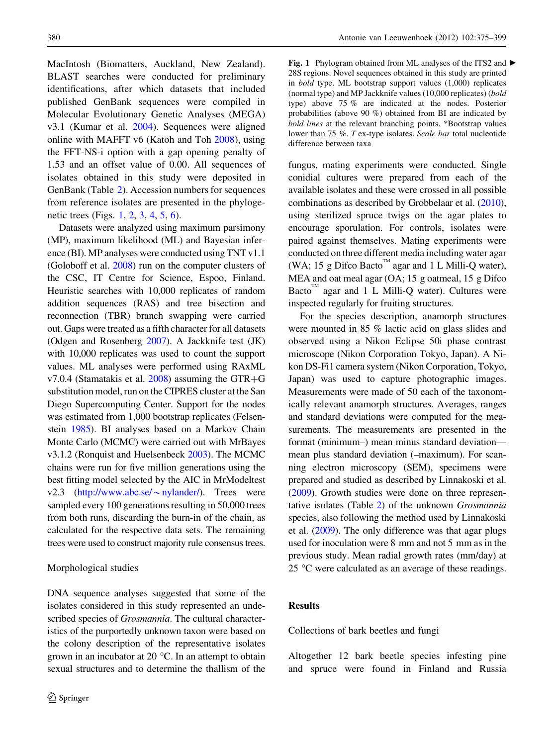MacIntosh (Biomatters, Auckland, New Zealand). BLAST searches were conducted for preliminary identifications, after which datasets that included published GenBank sequences were compiled in Molecular Evolutionary Genetic Analyses (MEGA) v3.1 (Kumar et al. 2004). Sequences were aligned online with MAFFT v6 (Katoh and Toh 2008), using the FFT-NS-i option with a gap opening penalty of 1.53 and an offset value of 0.00. All sequences of isolates obtained in this study were deposited in GenBank (Table 2). Accession numbers for sequences from reference isolates are presented in the phylogenetic trees (Figs. 1, 2, 3, 4, 5, 6).

Datasets were analyzed using maximum parsimony (MP), maximum likelihood (ML) and Bayesian inference (BI). MP analyses were conducted using TNT v1.1 (Goloboff et al. 2008) run on the computer clusters of the CSC, IT Centre for Science, Espoo, Finland. Heuristic searches with 10,000 replicates of random addition sequences (RAS) and tree bisection and reconnection (TBR) branch swapping were carried out. Gaps were treated as a fifth character for all datasets (Odgen and Rosenberg 2007). A Jackknife test (JK) with 10,000 replicates was used to count the support values. ML analyses were performed using RAxML v7.0.4 (Stamatakis et al. 2008) assuming the GTR+G substitution model, run on the CIPRES cluster at the San Diego Supercomputing Center. Support for the nodes was estimated from 1,000 bootstrap replicates (Felsenstein 1985). BI analyses based on a Markov Chain Monte Carlo (MCMC) were carried out with MrBayes v3.1.2 (Ronquist and Huelsenbeck 2003). The MCMC chains were run for five million generations using the best fitting model selected by the AIC in MrModeltest v2.3 (http://www.abc.se/~nylander/). Trees were sampled every 100 generations resulting in 50,000 trees from both runs, discarding the burn-in of the chain, as calculated for the respective data sets. The remaining trees were used to construct majority rule consensus trees.

## Morphological studies

DNA sequence analyses suggested that some of the isolates considered in this study represented an undescribed species of *Grosmannia*. The cultural characteristics of the purportedly unknown taxon were based on the colony description of the representative isolates grown in an incubator at 20 °C. In an attempt to obtain sexual structures and to determine the thallism of the fungus, mating experiments were conducted. Single conidial cultures were prepared from each of the available isolates and these were crossed in all possible combinations as described by Grobbelaar et al. (2010), using sterilized spruce twigs on the agar plates to encourage sporulation. For controls, isolates were paired against themselves. Mating experiments were conducted on three different media including water agar (WA; 15 g Difco Bacto™ agar and 1 L Milli-Q water), MEA and oat meal agar (OA; 15 g oatmeal, 15 g Difco Bacto™ agar and 1 L Milli-Q water). Cultures were inspected regularly for fruiting structures.

For the species description, anamorph structures were mounted in 85 % lactic acid on glass slides and observed using a Nikon Eclipse 50i phase contrast microscope (Nikon Corporation Tokyo, Japan). A Nikon DS-Fi1 camera system (Nikon Corporation, Tokyo, Japan) was used to capture photographic images. Measurements were made of 50 each of the taxonomically relevant anamorph structures. Averages, ranges and standard deviations were computed for the measurements. The measurements are presented in the format (minimum–) mean minus standard deviation—mean plus standard deviation (–maximum). For scanning electron microscopy (SEM), specimens were prepared and studied as described by Linnakoski et al. (2009). Growth studies were done on three representative isolates (Table 2) of the unknown *Grosmannia* species, also following the method used by Linnakoski et al. (2009). The only difference was that agar plugs used for inoculation were 8 mm and not 5 mm as in the previous study. Mean radial growth rates (mm/day) at 25 °C were calculated as an average of these readings.

**Fig. 1** Phylogram obtained from ML analyses of the ITS2 and 28S regions. Novel sequences obtained in this study are printed in **bold** type. ML bootstrap support values (1,000) replicates (normal type) and MP Jackknife values (10,000 replicates) (**bold** type) above 75 % are indicated at the nodes. Posterior probabilities (above 90 %) obtained from BI are indicated by **bold lines** at the relevant branching points. *Bootstrap values lower than 75 %. *T* ex-type isolates. *Scale bar* total nucleotide difference between taxa

## Results

### Collections of bark beetles and fungi

Altogether 12 bark beetle species infesting pine and spruce were found in Finland and Russia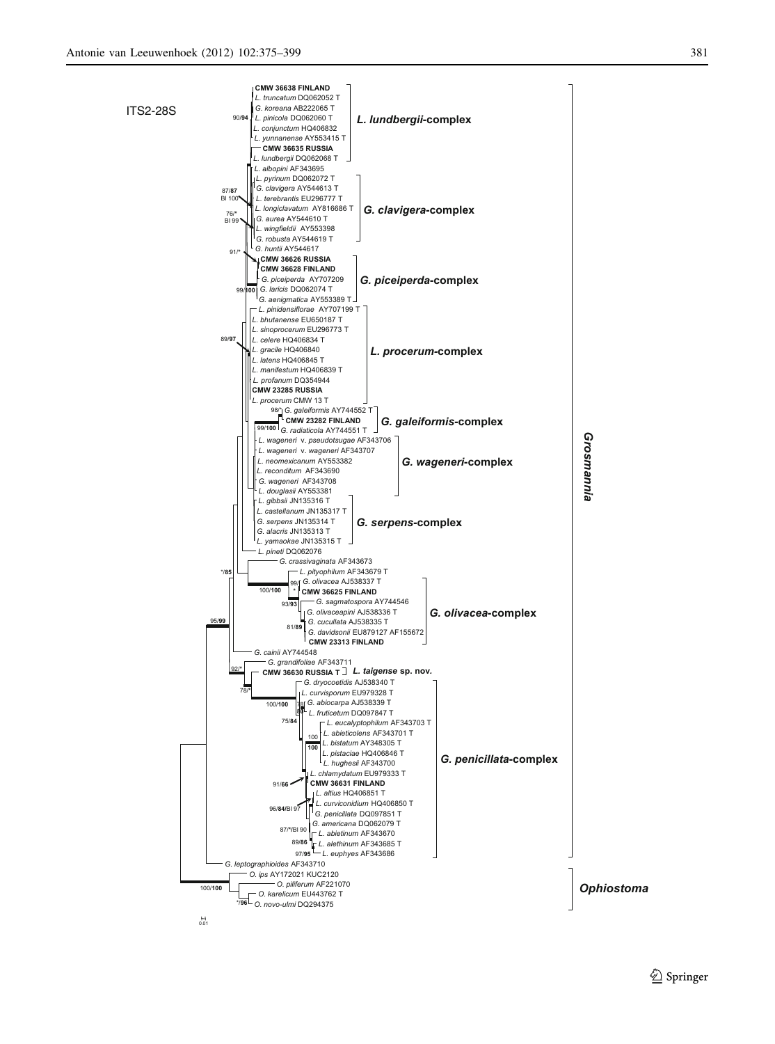ITS2-28S

**CMW 36638 FINLAND**
*L. truncatum* DQ062052 T
*G. koreana* AB222065 T
90/**94** *L. pinicola* DQ062060 T
*L. conjunctum* HQ406832
*L. yunnanense* AY553415 T
**CMW 36635 RUSSIA**
*L. lundbergii* DQ062068 T

***L. lundbergii*-complex**

*L. albopini* AF343695
*L. pyrinum* DQ062072 T
87/**87** BI 100 *G. clavigera* AY544613 T
*L. terebrantis* EU296777 T
*L. longiclavatum* AY816686 T
76/* BI 99 *G. aurea* AY544610 T
*L. wingfieldii* AY553398
*G. robusta* AY544619 T
*G. huntii* AY544617

***G. clavigera*-complex**

91/*
**CMW 36626 RUSSIA**
**CMW 36628 FINLAND**
*G. piceiperda* AY707209
99/**100** *G. laricis* DQ062074 T
*G. aenigmatica* AY553389 T

***G. piceiperda*-complex**

*L. pinidensiflorae* AY707199 T
*L. bhutanense* EU650187 T
*L. sinoprocerum* EU296773 T
89/**97** *L. celere* HQ406834 T
*L. gracile* HQ406840
*L. latens* HQ406845 T
*L. manifestum* HQ406839 T
*L. profanum* DQ354944
**CMW 23285 RUSSIA**
*L. procerum* CMW 13 T

***L. procerum*-complex**

98/* *G. galeiformis* AY744552 T
**CMW 23282 FINLAND**
99/**100** *G. radiaticola* AY744551 T

***G. galeiformis*-complex**

*L. wageneri* v. *pseudotsugae* AF343706
*L. wageneri* v. *wageneri* AF343707
*L. neomexicanum* AY553382
*L. reconditum* AF343690
*G. wageneri* AF343708
*L. douglasii* AY553381

***G. wageneri*-complex**

*L. gibbsii* JN135316 T
*L. castellanum* JN135317 T
*G. serpens* JN135314 T
*G. alacris* JN135313 T
*L. yamaokae* JN135315 T

***G. serpens*-complex**

*L. pineti* DQ062076
*/**85** *G. crassivaginata* AF343673
*L. pityophilum* AF343679 T
99/* *G. olivacea* AJ538337 T
100/**100** **CMW 36625 FINLAND**
93/**93** *G. sagmatospora* AY744546
*G. olivaceapini* AJ538336 T
81/**89** *G. cucullata* AJ538335 T
*G. davidsonii* EU879127 AF155672
**CMW 23313 FINLAND**

***G. olivacea*-complex**

95/**99**
*G. cainii* AY744548
92/* *G. grandifoliae* AF343711
**CMW 36630 RUSSIA T** ***L. taigense* sp. nov.**
78/*
*G. dryocoetidis* AJ538340 T
*L. curvisporum* EU979328 T
100/**100** *G. abiocarpa* AJ538339 T
*L. fruticetum* DQ097847 T
75/**84** *L. eucalyptophilum* AF343703 T
100/**100** *L. abieticolens* AF343701 T
*L. bistatum* AY348305 T
*L. pistaciae* HQ406846 T
*L. hughesii* AF343700
91/**66** *L. chlamydatum* EU979333 T
**CMW 36631 FINLAND**
*L. altius* HQ406851 T
96/**84**/BI 97 *L. curviconidium* HQ406850 T
*G. penicillata* DQ097851 T
87/*/BI 90 *G. americana* DQ062079 T
*L. abietinum* AF343670
89/**86** *L. alethinum* AF343685 T
97/**95** *L. euphyes* AF343686

***G. penicillata*-complex**

*G. leptographioides* AF343710

***Grosmannia***

*O. ips* AY172021 KUC2120
100/**100** *O. piliferum* AF221070
*O. karelicum* EU443762 T
*/**96** *O. novo-ulmi* DQ294375

***Ophiostoma***

0.01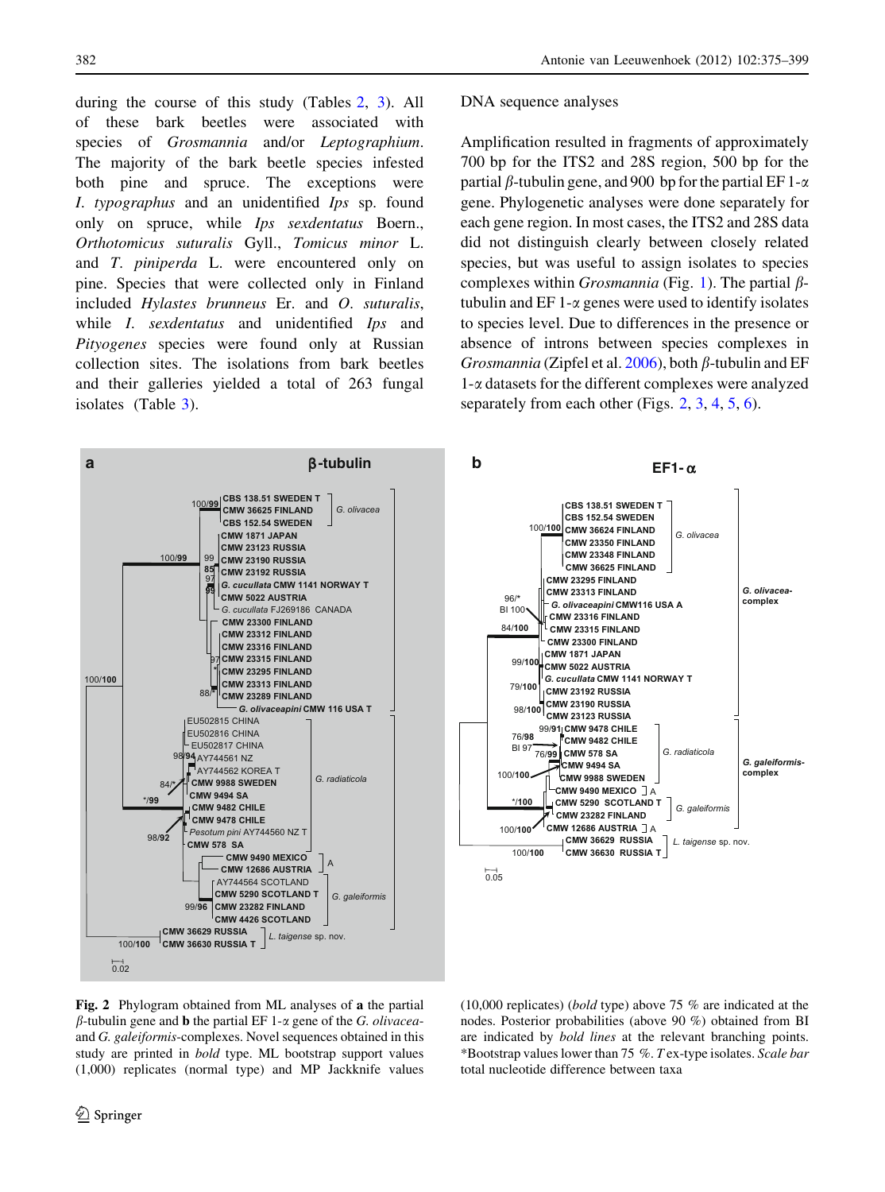during the course of this study (Tables 2, 3). All of these bark beetles were associated with species of *Grosmannia* and/or *Leptographium*. The majority of the bark beetle species infested both pine and spruce. The exceptions were *I. typographus* and an unidentified *Ips* sp. found only on spruce, while *Ips sexdentatus* Boern., *Orthotomicus suturalis* Gyll., *Tomicus minor* L. and *T. piniperda* L. were encountered only on pine. Species that were collected only in Finland included *Hylastes brunneus* Er. and *O. suturalis*, while *I. sexdentatus* and unidentified *Ips* and *Pityogenes* species were found only at Russian collection sites. The isolations from bark beetles and their galleries yielded a total of 263 fungal isolates (Table 3).

DNA sequence analyses

Amplification resulted in fragments of approximately 700 bp for the ITS2 and 28S region, 500 bp for the partial $\beta$-tubulin gene, and 900 bp for the partial EF 1-$\alpha$ gene. Phylogenetic analyses were done separately for each gene region. In most cases, the ITS2 and 28S data did not distinguish clearly between closely related species, but was useful to assign isolates to species complexes within *Grosmannia* (Fig. 1). The partial $\beta$-tubulin and EF 1-$\alpha$ genes were used to identify isolates to species level. Due to differences in the presence or absence of introns between species complexes in *Grosmannia* (Zipfel et al. 2006), both $\beta$-tubulin and EF 1-$\alpha$ datasets for the different complexes were analyzed separately from each other (Figs. 2, 3, 4, 5, 6).

**Fig. 2** Phylogram obtained from ML analyses of **a** the partial $\beta$-tubulin gene and **b** the partial EF 1-$\alpha$ gene of the *G. olivacea*- and *G. galeiformis*-complexes. Novel sequences obtained in this study are printed in **bold** type. ML bootstrap support values (1,000) replicates (normal type) and MP Jackknife values (10,000 replicates) (**bold** type) above 75 % are indicated at the nodes. Posterior probabilities (above 90 %) obtained from BI are indicated by **bold lines** at the relevant branching points. *Bootstrap values lower than 75 %. *T* ex-type isolates. *Scale bar* total nucleotide difference between taxa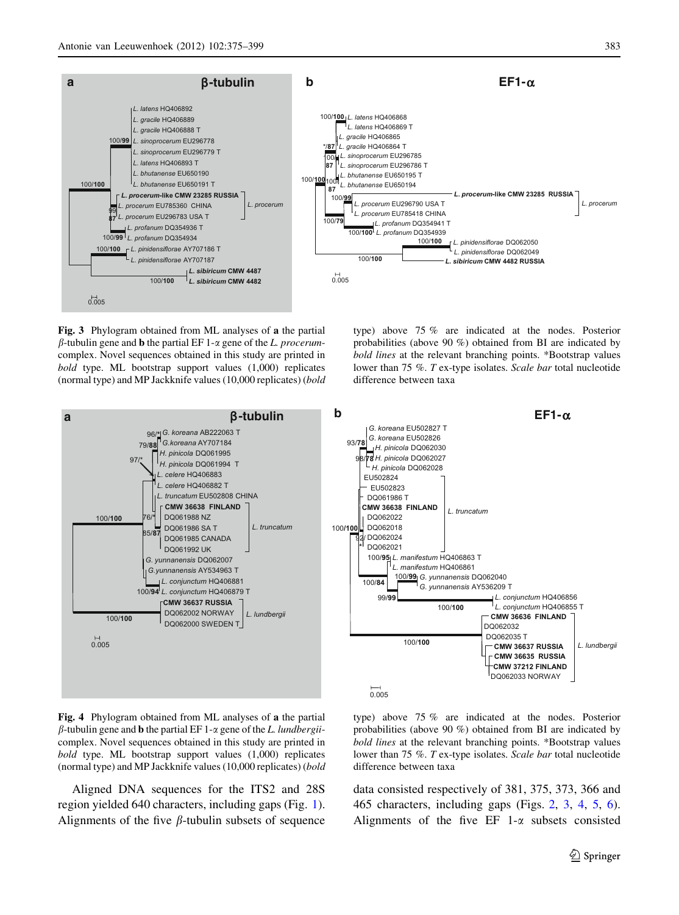**Fig. 3** Phylogram obtained from ML analyses of **a** the partial *β*-tubulin gene and **b** the partial EF 1-*α* gene of the *L. procerum*-complex. Novel sequences obtained in this study are printed in *bold* type. ML bootstrap support values (1,000) replicates (normal type) and MP Jackknife values (10,000 replicates) (*bold* type) above 75 % are indicated at the nodes. Posterior probabilities (above 90 %) obtained from BI are indicated by *bold lines* at the relevant branching points. *Bootstrap values lower than 75 %. *T* ex-type isolates. *Scale bar* total nucleotide difference between taxa

**Fig. 4** Phylogram obtained from ML analyses of **a** the partial *β*-tubulin gene and **b** the partial EF 1-*α* gene of the *L. lundbergii*-complex. Novel sequences obtained in this study are printed in *bold* type. ML bootstrap support values (1,000) replicates (normal type) and MP Jackknife values (10,000 replicates) (*bold* type) above 75 % are indicated at the nodes. Posterior probabilities (above 90 %) obtained from BI are indicated by *bold lines* at the relevant branching points. *Bootstrap values lower than 75 %. *T* ex-type isolates. *Scale bar* total nucleotide difference between taxa

Aligned DNA sequences for the ITS2 and 28S region yielded 640 characters, including gaps (Fig. 1). Alignments of the five *β*-tubulin subsets of sequence data consisted respectively of 381, 375, 373, 366 and 465 characters, including gaps (Figs. 2, 3, 4, 5, 6). Alignments of the five EF 1-*α* subsets consisted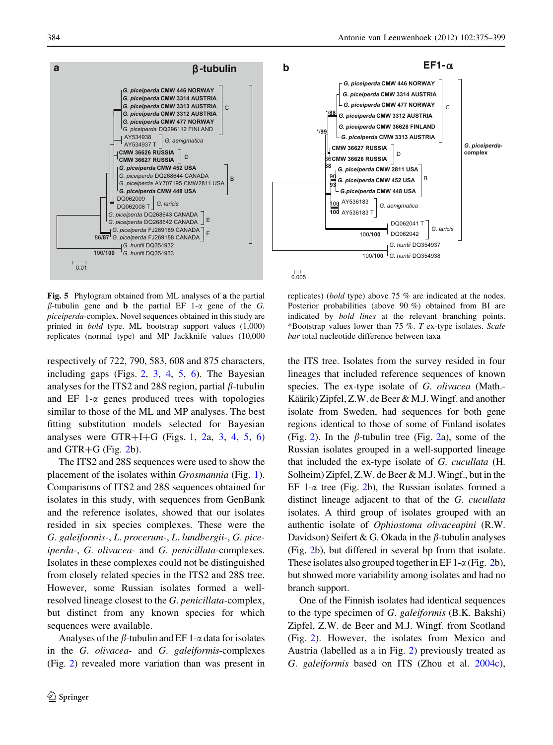**Fig. 5** Phylogram obtained from ML analyses of **a** the partial β-tubulin gene and **b** the partial EF 1-α gene of the *G. piceiperda*-complex. Novel sequences obtained in this study are printed in *bold* type. ML bootstrap support values (1,000) replicates (normal type) and MP Jackknife values (10,000 replicates) (*bold* type) above 75 % are indicated at the nodes. Posterior probabilities (above 90 %) obtained from BI are indicated by *bold lines* at the relevant branching points. *Bootstrap values lower than 75 %. *T* ex-type isolates. *Scale bar* total nucleotide difference between taxa

respectively of 722, 790, 583, 608 and 875 characters, including gaps (Figs. 2, 3, 4, 5, 6). The Bayesian analyses for the ITS2 and 28S region, partial β-tubulin and EF 1-α genes produced trees with topologies similar to those of the ML and MP analyses. The best fitting substitution models selected for Bayesian analyses were GTR+I+G (Figs. 1, 2a, 3, 4, 5, 6) and GTR+G (Fig. 2b).

The ITS2 and 28S sequences were used to show the placement of the isolates within *Grosmannia* (Fig. 1). Comparisons of ITS2 and 28S sequences obtained for isolates in this study, with sequences from GenBank and the reference isolates, showed that our isolates resided in six species complexes. These were the *G. galeiformis*-, *L. procerum*-, *L. lundbergii*-, *G. piceiperda*-, *G. olivacea*- and *G. penicillata*-complexes. Isolates in these complexes could not be distinguished from closely related species in the ITS2 and 28S tree. However, some Russian isolates formed a well-resolved lineage closest to the *G. penicillata*-complex, but distinct from any known species for which sequences were available.

Analyses of the β-tubulin and EF 1-α data for isolates in the *G. olivacea*- and *G. galeiformis*-complexes (Fig. 2) revealed more variation than was present in the ITS tree. Isolates from the survey resided in four lineages that included reference sequences of known species. The ex-type isolate of *G. olivacea* (Math.-Käärik) Zipfel, Z.W. de Beer & M.J. Wingf. and another isolate from Sweden, had sequences for both gene regions identical to those of some of Finland isolates (Fig. 2). In the β-tubulin tree (Fig. 2a), some of the Russian isolates grouped in a well-supported lineage that included the ex-type isolate of *G. cucullata* (H. Solheim) Zipfel, Z.W. de Beer & M.J. Wingf., but in the EF 1-α tree (Fig. 2b), the Russian isolates formed a distinct lineage adjacent to that of the *G. cucullata* isolates. A third group of isolates grouped with an authentic isolate of *Ophiostoma olivaceapini* (R.W. Davidson) Seifert & G. Okada in the β-tubulin analyses (Fig. 2b), but differed in several bp from that isolate. These isolates also grouped together in EF 1-α (Fig. 2b), but showed more variability among isolates and had no branch support.

One of the Finnish isolates had identical sequences to the type specimen of *G. galeiformis* (B.K. Bakshi) Zipfel, Z.W. de Beer and M.J. Wingf. from Scotland (Fig. 2). However, the isolates from Mexico and Austria (labelled as a in Fig. 2) previously treated as *G. galeiformis* based on ITS (Zhou et al. 2004c),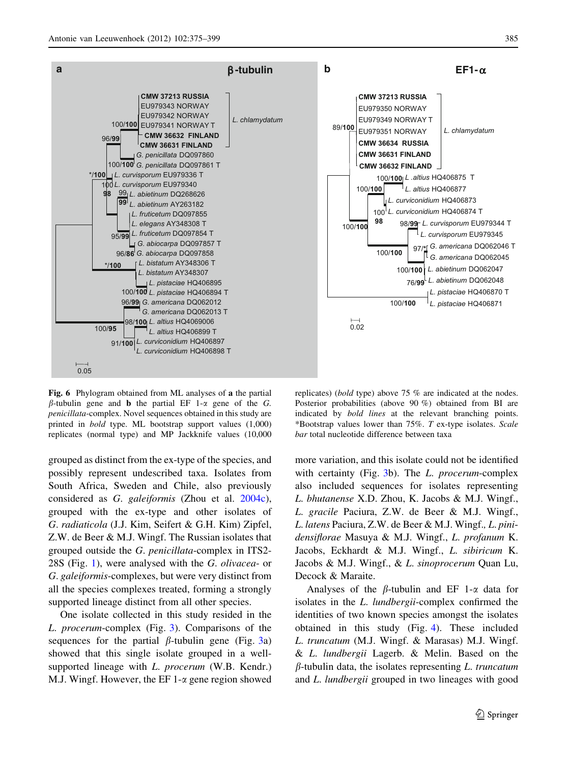**Fig. 6** Phylogram obtained from ML analyses of **a** the partial *β*-tubulin gene and **b** the partial EF 1-*α* gene of the *G. penicillata*-complex. Novel sequences obtained in this study are printed in *bold* type. ML bootstrap support values (1,000) replicates (normal type) and MP Jackknife values (10,000 replicates) (*bold* type) above 75 % are indicated at the nodes. Posterior probabilities (above 90 %) obtained from BI are indicated by *bold lines* at the relevant branching points. *Bootstrap values lower than 75%. *T* ex-type isolates. *Scale bar* total nucleotide difference between taxa

grouped as distinct from the ex-type of the species, and possibly represent undescribed taxa. Isolates from South Africa, Sweden and Chile, also previously considered as *G. galeiformis* (Zhou et al. 2004c), grouped with the ex-type and other isolates of *G. radiaticola* (J.J. Kim, Seifert & G.H. Kim) Zipfel, Z.W. de Beer & M.J. Wingf. The Russian isolates that grouped outside the *G. penicillata*-complex in ITS2-28S (Fig. 1), were analysed with the *G. olivacea*- or *G. galeiformis*-complexes, but were very distinct from all the species complexes treated, forming a strongly supported lineage distinct from all other species.

One isolate collected in this study resided in the *L. procerum*-complex (Fig. 3). Comparisons of the sequences for the partial *β*-tubulin gene (Fig. 3a) showed that this single isolate grouped in a well-supported lineage with *L. procerum* (W.B. Kendr.) M.J. Wingf. However, the EF 1-*α* gene region showed more variation, and this isolate could not be identified with certainty (Fig. 3b). The *L. procerum*-complex also included sequences for isolates representing *L. bhutanense* X.D. Zhou, K. Jacobs & M.J. Wingf., *L. gracile* Paciura, Z.W. de Beer & M.J. Wingf., *L. latens* Paciura, Z.W. de Beer & M.J. Wingf., *L. pinidensiflorae* Masuya & M.J. Wingf., *L. profanum* K. Jacobs, Eckhardt & M.J. Wingf., *L. sibiricum* K. Jacobs & M.J. Wingf., & *L. sinoprocerum* Quan Lu, Decock & Maraite.

Analyses of the *β*-tubulin and EF 1-*α* data for isolates in the *L. lundbergii*-complex confirmed the identities of two known species amongst the isolates obtained in this study (Fig. 4). These included *L. truncatum* (M.J. Wingf. & Marasas) M.J. Wingf. & *L. lundbergii* Lagerb. & Melin. Based on the *β*-tubulin data, the isolates representing *L. truncatum* and *L. lundbergii* grouped in two lineages with good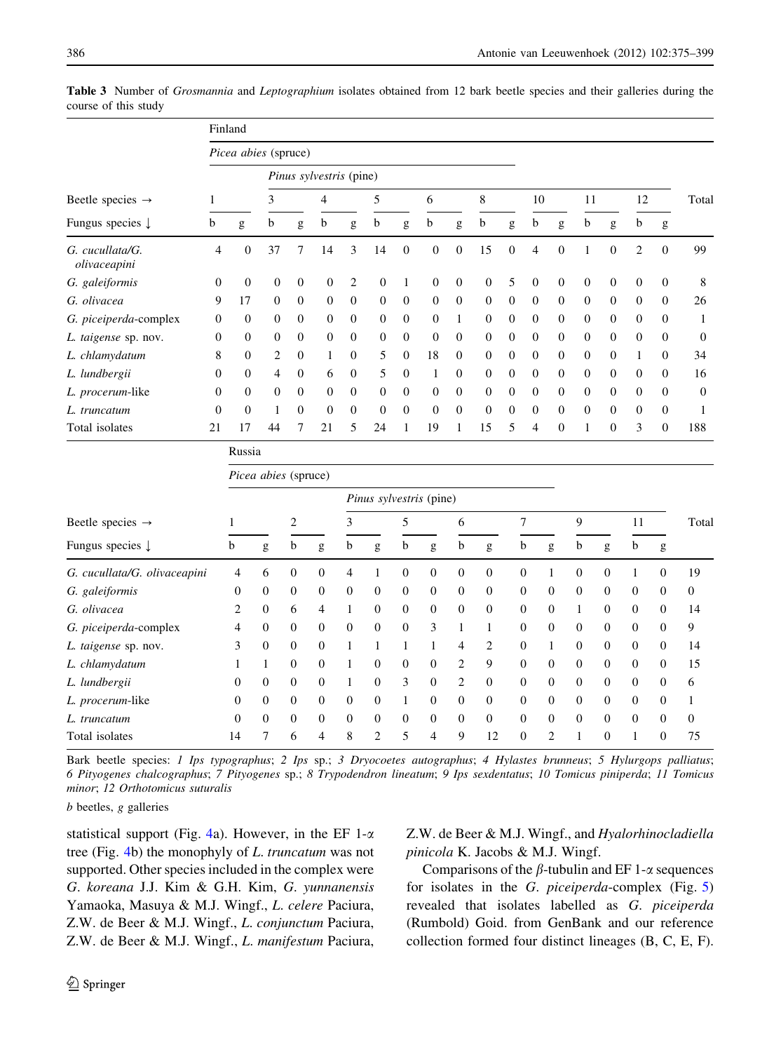**Table 3** Number of *Grosmannia* and *Leptographium* isolates obtained from 12 bark beetle species and their galleries during the course of this study

| | Finland | | | | | | | | | | | | | | | | | | |
|---|---|---|---|---|---|---|---|---|---|---|---|---|---|---|---|---|---|---|---|
| | *Picea abies* (spruce) | | | | | | | | | | | | | | | | | | |
| | | | *Pinus sylvestris* (pine) | | | | | | | | | | | | | | | | |
| Beetle species → | 1 | | 3 | | 4 | | 5 | | 6 | | 8 | | 10 | | 11 | | 12 | | Total |
| Fungus species ↓ | b | g | b | g | b | g | b | g | b | g | b | g | b | g | b | g | b | g | |
| *G. cucullata/G. olivaceapini* | 4 | 0 | 37 | 7 | 14 | 3 | 14 | 0 | 0 | 0 | 15 | 0 | 4 | 0 | 1 | 0 | 2 | 0 | 99 |
| *G. galeiformis* | 0 | 0 | 0 | 0 | 0 | 2 | 0 | 1 | 0 | 0 | 0 | 5 | 0 | 0 | 0 | 0 | 0 | 0 | 8 |
| *G. olivacea* | 9 | 17 | 0 | 0 | 0 | 0 | 0 | 0 | 0 | 0 | 0 | 0 | 0 | 0 | 0 | 0 | 0 | 0 | 26 |
| *G. piceiperda*-complex | 0 | 0 | 0 | 0 | 0 | 0 | 0 | 0 | 0 | 1 | 0 | 0 | 0 | 0 | 0 | 0 | 0 | 0 | 1 |
| *L. taigense* sp. nov. | 0 | 0 | 0 | 0 | 0 | 0 | 0 | 0 | 0 | 0 | 0 | 0 | 0 | 0 | 0 | 0 | 0 | 0 | 0 |
| *L. chlamydatum* | 8 | 0 | 2 | 0 | 1 | 0 | 5 | 0 | 18 | 0 | 0 | 0 | 0 | 0 | 0 | 0 | 1 | 0 | 34 |
| *L. lundbergii* | 0 | 0 | 4 | 0 | 6 | 0 | 5 | 0 | 1 | 0 | 0 | 0 | 0 | 0 | 0 | 0 | 0 | 0 | 16 |
| *L. procerum*-like | 0 | 0 | 0 | 0 | 0 | 0 | 0 | 0 | 0 | 0 | 0 | 0 | 0 | 0 | 0 | 0 | 0 | 0 | 0 |
| *L. truncatum* | 0 | 0 | 1 | 0 | 0 | 0 | 0 | 0 | 0 | 0 | 0 | 0 | 0 | 0 | 0 | 0 | 0 | 0 | 1 |
| Total isolates | 21 | 17 | 44 | 7 | 21 | 5 | 24 | 1 | 19 | 1 | 15 | 5 | 4 | 0 | 1 | 0 | 3 | 0 | 188 |
| | **Russia** | | | | | | | | | | | | | | | | | | |
| | *Picea abies* (spruce) | | | | | | | | | | | | | | | | | | |
| | | | | | *Pinus sylvestris* (pine) | | | | | | | | | | | | | | |
| Beetle species → | 1 | | 2 | | 3 | | 5 | | 6 | | 7 | | 9 | | 11 | | | | Total |
| Fungus species ↓ | b | g | b | g | b | g | b | g | b | g | b | g | b | g | b | g | | | |
| *G. cucullata/G. olivaceapini* | 4 | 6 | 0 | 0 | 4 | 1 | 0 | 0 | 0 | 0 | 0 | 1 | 0 | 0 | 1 | 0 | | | 19 |
| *G. galeiformis* | 0 | 0 | 0 | 0 | 0 | 0 | 0 | 0 | 0 | 0 | 0 | 0 | 0 | 0 | 0 | 0 | | | 0 |
| *G. olivacea* | 2 | 0 | 6 | 4 | 1 | 0 | 0 | 0 | 0 | 0 | 0 | 0 | 1 | 0 | 0 | 0 | | | 14 |
| *G. piceiperda*-complex | 4 | 0 | 0 | 0 | 0 | 0 | 0 | 3 | 1 | 1 | 0 | 0 | 0 | 0 | 0 | 0 | | | 9 |
| *L. taigense* sp. nov. | 3 | 0 | 0 | 0 | 1 | 1 | 1 | 1 | 4 | 2 | 0 | 1 | 0 | 0 | 0 | 0 | | | 14 |
| *L. chlamydatum* | 1 | 1 | 0 | 0 | 1 | 0 | 0 | 0 | 2 | 9 | 0 | 0 | 0 | 0 | 0 | 0 | | | 15 |
| *L. lundbergii* | 0 | 0 | 0 | 0 | 1 | 0 | 3 | 0 | 2 | 0 | 0 | 0 | 0 | 0 | 0 | 0 | | | 6 |
| *L. procerum*-like | 0 | 0 | 0 | 0 | 0 | 0 | 1 | 0 | 0 | 0 | 0 | 0 | 0 | 0 | 0 | 0 | | | 1 |
| *L. truncatum* | 0 | 0 | 0 | 0 | 0 | 0 | 0 | 0 | 0 | 0 | 0 | 0 | 0 | 0 | 0 | 0 | | | 0 |
| Total isolates | 14 | 7 | 6 | 4 | 8 | 2 | 5 | 4 | 9 | 12 | 0 | 2 | 1 | 0 | 1 | 0 | | | 75 |

Bark beetle species: *1 Ips typographus*; *2 Ips* sp.; *3 Dryocoetes autographus*; *4 Hylastes brunneus*; *5 Hylurgops palliatus*; *6 Pityogenes chalcographus*; *7 Pityogenes* sp.; *8 Trypodendron lineatum*; *9 Ips sexdentatus*; *10 Tomicus piniperda*; *11 Tomicus minor*; *12 Orthotomicus suturalis*

*b* beetles, *g* galleries

statistical support (Fig. 4a). However, in the EF 1-α tree (Fig. 4b) the monophyly of *L. truncatum* was not supported. Other species included in the complex were *G. koreana* J.J. Kim & G.H. Kim, *G. yunnanensis* Yamaoka, Masuya & M.J. Wingf., *L. celere* Paciura, Z.W. de Beer & M.J. Wingf., *L. conjunctum* Paciura, Z.W. de Beer & M.J. Wingf., *L. manifestum* Paciura, Z.W. de Beer & M.J. Wingf., and *Hyalorhinocladiella pinicola* K. Jacobs & M.J. Wingf.

Comparisons of the β-tubulin and EF 1-α sequences for isolates in the *G. piceiperda*-complex (Fig. 5) revealed that isolates labelled as *G. piceiperda* (Rumbold) Goid. from GenBank and our reference collection formed four distinct lineages (B, C, E, F).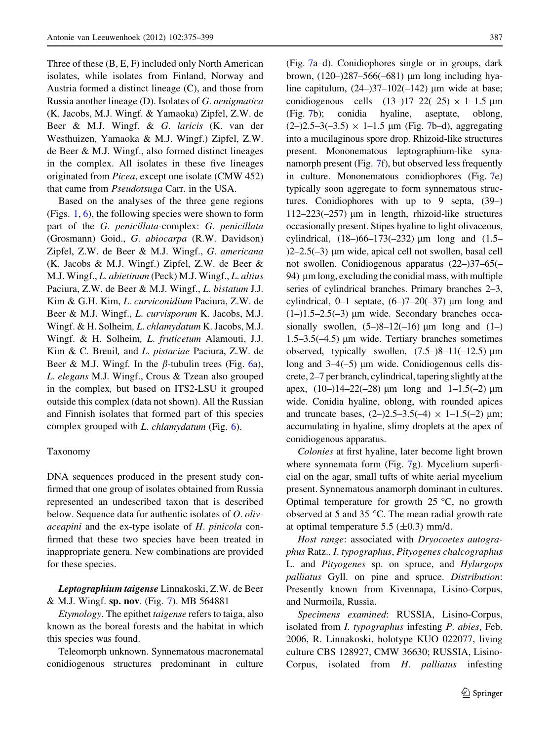Three of these (B, E, F) included only North American isolates, while isolates from Finland, Norway and Austria formed a distinct lineage (C), and those from Russia another lineage (D). Isolates of *G. aenigmatica* (K. Jacobs, M.J. Wingf. & Yamaoka) Zipfel, Z.W. de Beer & M.J. Wingf. & *G. laricis* (K. van der Westhuizen, Yamaoka & M.J. Wingf.) Zipfel, Z.W. de Beer & M.J. Wingf., also formed distinct lineages in the complex. All isolates in these five lineages originated from *Picea*, except one isolate (CMW 452) that came from *Pseudotsuga* Carr. in the USA.

Based on the analyses of the three gene regions (Figs. 1, 6), the following species were shown to form part of the *G. penicillata*-complex: *G. penicillata* (Grosmann) Goid., *G. abiocarpa* (R.W. Davidson) Zipfel, Z.W. de Beer & M.J. Wingf., *G. americana* (K. Jacobs & M.J. Wingf.) Zipfel, Z.W. de Beer & M.J. Wingf., *L. abietinum* (Peck) M.J. Wingf., *L. altius* Paciura, Z.W. de Beer & M.J. Wingf., *L. bistatum* J.J. Kim & G.H. Kim, *L. curviconidium* Paciura, Z.W. de Beer & M.J. Wingf., *L. curvisporum* K. Jacobs, M.J. Wingf. & H. Solheim, *L. chlamydatum* K. Jacobs, M.J. Wingf. & H. Solheim, *L. fruticetum* Alamouti, J.J. Kim & C. Breuil, and *L. pistaciae* Paciura, Z.W. de Beer & M.J. Wingf. In the $\beta$-tubulin trees (Fig. 6a), *L. elegans* M.J. Wingf., Crous & Tzean also grouped in the complex, but based on ITS2-LSU it grouped outside this complex (data not shown). All the Russian and Finnish isolates that formed part of this species complex grouped with *L. chlamydatum* (Fig. 6).

## Taxonomy

DNA sequences produced in the present study confirmed that one group of isolates obtained from Russia represented an undescribed taxon that is described below. Sequence data for authentic isolates of *O. olivaceapini* and the ex-type isolate of *H. pinicola* confirmed that these two species have been treated in inappropriate genera. New combinations are provided for these species.

***Leptographium taigense*** Linnakoski, Z.W. de Beer & M.J. Wingf. **sp. nov**. (Fig. 7). MB 564881

*Etymology*. The epithet *taigense* refers to taiga, also known as the boreal forests and the habitat in which this species was found.

Teleomorph unknown. Synnematous macronematal conidiogenous structures predominant in culture (Fig. 7a–d). Conidiophores single or in groups, dark brown, (120–)287–566(–681) µm long including hyaline capitulum, (24–)37–102(–142) µm wide at base; conidiogenous cells (13–)17–22(–25) × 1–1.5 µm (Fig. 7b); conidia hyaline, aseptate, oblong, (2–)2.5–3(–3.5) × 1–1.5 µm (Fig. 7b–d), aggregating into a mucilaginous spore drop. Rhizoid-like structures present. Mononematous leptographium-like synanamorph present (Fig. 7f), but observed less frequently in culture. Mononematous conidiophores (Fig. 7e) typically soon aggregate to form synnematous structures. Conidiophores with up to 9 septa, (39–)112–223(–257) µm in length, rhizoid-like structures occasionally present. Stipes hyaline to light olivaceous, cylindrical, (18–)66–173(–232) µm long and (1.5–)2–2.5(–3) µm wide, apical cell not swollen, basal cell not swollen. Conidiogenous apparatus (22–)37–65(–94) µm long, excluding the conidial mass, with multiple series of cylindrical branches. Primary branches 2–3, cylindrical, 0–1 septate, (6–)7–20(–37) µm long and (1–)1.5–2.5(–3) µm wide. Secondary branches occasionally swollen, (5–)8–12(–16) µm long and (1–)1.5–3.5(–4.5) µm wide. Tertiary branches sometimes observed, typically swollen, (7.5–)8–11(–12.5) µm long and 3–4(–5) µm wide. Conidiogenous cells discrete, 2–7 per branch, cylindrical, tapering slightly at the apex, (10–)14–22(–28) µm long and 1–1.5(–2) µm wide. Conidia hyaline, oblong, with rounded apices and truncate bases, (2–)2.5–3.5(–4) × 1–1.5(–2) µm; accumulating in hyaline, slimy droplets at the apex of conidiogenous apparatus.

*Colonies* at first hyaline, later become light brown where synnemata form (Fig. 7g). Mycelium superficial on the agar, small tufts of white aerial mycelium present. Synnematous anamorph dominant in cultures. Optimal temperature for growth 25 °C, no growth observed at 5 and 35 °C. The mean radial growth rate at optimal temperature 5.5 (±0.3) mm/d.

*Host range*: associated with *Dryocoetes autographus* Ratz., *I. typographus*, *Pityogenes chalcographus* L. and *Pityogenes* sp. on spruce, and *Hylurgops palliatus* Gyll. on pine and spruce. *Distribution*: Presently known from Kivennapa, Lisino-Corpus, and Nurmoila, Russia.

*Specimens examined*: RUSSIA, Lisino-Corpus, isolated from *I. typographus* infesting *P. abies*, Feb. 2006, R. Linnakoski, holotype KUO 022077, living culture CBS 128927, CMW 36630; RUSSIA, Lisino-Corpus, isolated from *H. palliatus* infesting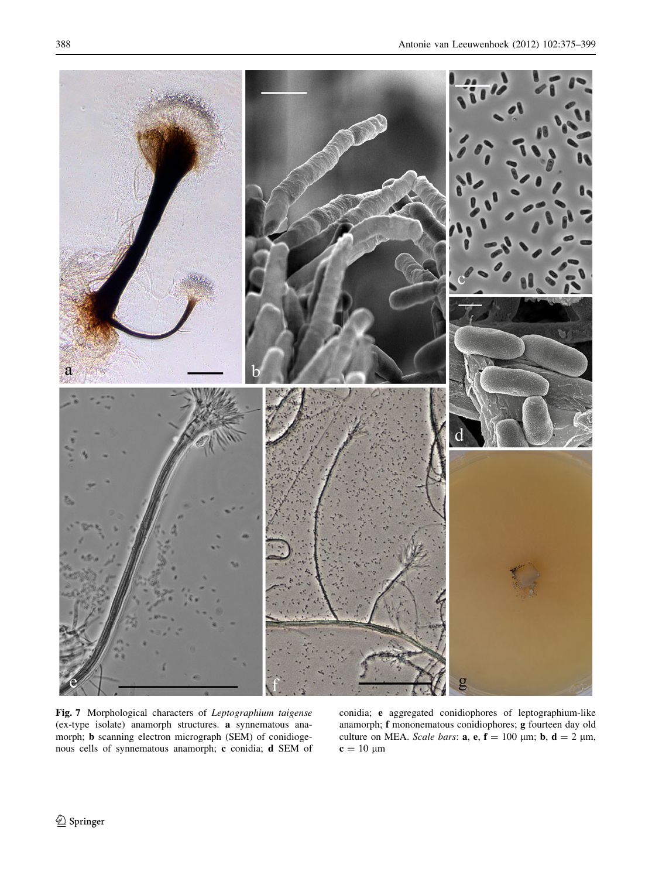**Fig. 7** Morphological characters of *Leptographium taigense* (ex-type isolate) anamorph structures. **a** synnematous anamorph; **b** scanning electron micrograph (SEM) of conidiogenous cells of synnematous anamorph; **c** conidia; **d** SEM of conidia; **e** aggregated conidiophores of leptographium-like anamorph; **f** mononematous conidiophores; **g** fourteen day old culture on MEA. *Scale bars*: **a**, **e**, **f** = 100 μm; **b**, **d** = 2 μm, **c** = 10 μm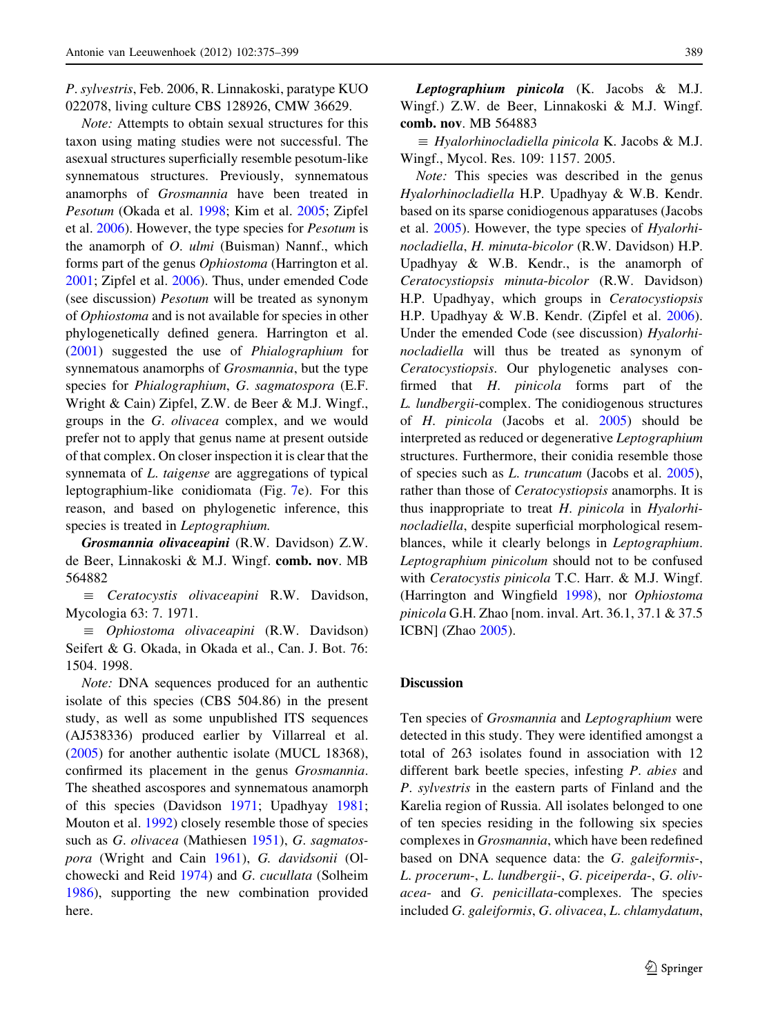*P. sylvestris*, Feb. 2006, R. Linnakoski, paratype KUO 022078, living culture CBS 128926, CMW 36629.

*Note:* Attempts to obtain sexual structures for this taxon using mating studies were not successful. The asexual structures superficially resemble pesotum-like synnematous structures. Previously, synnematous anamorphs of *Grosmannia* have been treated in *Pesotum* (Okada et al. 1998; Kim et al. 2005; Zipfel et al. 2006). However, the type species for *Pesotum* is the anamorph of *O. ulmi* (Buisman) Nannf., which forms part of the genus *Ophiostoma* (Harrington et al. 2001; Zipfel et al. 2006). Thus, under emended Code (see discussion) *Pesotum* will be treated as synonym of *Ophiostoma* and is not available for species in other phylogenetically defined genera. Harrington et al. (2001) suggested the use of *Phialographium* for synnematous anamorphs of *Grosmannia*, but the type species for *Phialographium*, *G. sagmatospora* (E.F. Wright & Cain) Zipfel, Z.W. de Beer & M.J. Wingf., groups in the *G. olivacea* complex, and we would prefer not to apply that genus name at present outside of that complex. On closer inspection it is clear that the synnemata of *L. taigense* are aggregations of typical leptographium-like conidiomata (Fig. 7e). For this reason, and based on phylogenetic inference, this species is treated in *Leptographium.*

***Grosmannia olivaceapini*** (R.W. Davidson) Z.W. de Beer, Linnakoski & M.J. Wingf. **comb. nov**. MB 564882

≡ *Ceratocystis olivaceapini* R.W. Davidson, Mycologia 63: 7. 1971.

≡ *Ophiostoma olivaceapini* (R.W. Davidson) Seifert & G. Okada, in Okada et al., Can. J. Bot. 76: 1504. 1998.

*Note:* DNA sequences produced for an authentic isolate of this species (CBS 504.86) in the present study, as well as some unpublished ITS sequences (AJ538336) produced earlier by Villarreal et al. (2005) for another authentic isolate (MUCL 18368), confirmed its placement in the genus *Grosmannia*. The sheathed ascospores and synnematous anamorph of this species (Davidson 1971; Upadhyay 1981; Mouton et al. 1992) closely resemble those of species such as *G. olivacea* (Mathiesen 1951), *G. sagmatospora* (Wright and Cain 1961), *G. davidsonii* (Olchowecki and Reid 1974) and *G. cucullata* (Solheim 1986), supporting the new combination provided here.

***Leptographium pinicola*** (K. Jacobs & M.J. Wingf.) Z.W. de Beer, Linnakoski & M.J. Wingf. **comb. nov**. MB 564883

≡ *Hyalorhinocladiella pinicola* K. Jacobs & M.J. Wingf., Mycol. Res. 109: 1157. 2005.

*Note:* This species was described in the genus *Hyalorhinocladiella* H.P. Upadhyay & W.B. Kendr. based on its sparse conidiogenous apparatuses (Jacobs et al. 2005). However, the type species of *Hyalorhinocladiella*, *H. minuta-bicolor* (R.W. Davidson) H.P. Upadhyay & W.B. Kendr., is the anamorph of *Ceratocystiopsis minuta-bicolor* (R.W. Davidson) H.P. Upadhyay, which groups in *Ceratocystiopsis* H.P. Upadhyay & W.B. Kendr. (Zipfel et al. 2006). Under the emended Code (see discussion) *Hyalorhinocladiella* will thus be treated as synonym of *Ceratocystiopsis*. Our phylogenetic analyses confirmed that *H. pinicola* forms part of the *L. lundbergii*-complex. The conidiogenous structures of *H. pinicola* (Jacobs et al. 2005) should be interpreted as reduced or degenerative *Leptographium* structures. Furthermore, their conidia resemble those of species such as *L. truncatum* (Jacobs et al. 2005), rather than those of *Ceratocystiopsis* anamorphs. It is thus inappropriate to treat *H. pinicola* in *Hyalorhinocladiella*, despite superficial morphological resemblances, while it clearly belongs in *Leptographium*. *Leptographium pinicolum* should not to be confused with *Ceratocystis pinicola* T.C. Harr. & M.J. Wingf. (Harrington and Wingfield 1998), nor *Ophiostoma pinicola* G.H. Zhao [nom. inval. Art. 36.1, 37.1 & 37.5 ICBN] (Zhao 2005).

## Discussion

Ten species of *Grosmannia* and *Leptographium* were detected in this study. They were identified amongst a total of 263 isolates found in association with 12 different bark beetle species, infesting *P. abies* and *P. sylvestris* in the eastern parts of Finland and the Karelia region of Russia. All isolates belonged to one of ten species residing in the following six species complexes in *Grosmannia*, which have been redefined based on DNA sequence data: the *G. galeiformis*-, *L. procerum*-, *L. lundbergii*-, *G. piceiperda*-, *G. olivacea*- and *G. penicillata*-complexes. The species included *G. galeiformis*, *G. olivacea*, *L. chlamydatum*,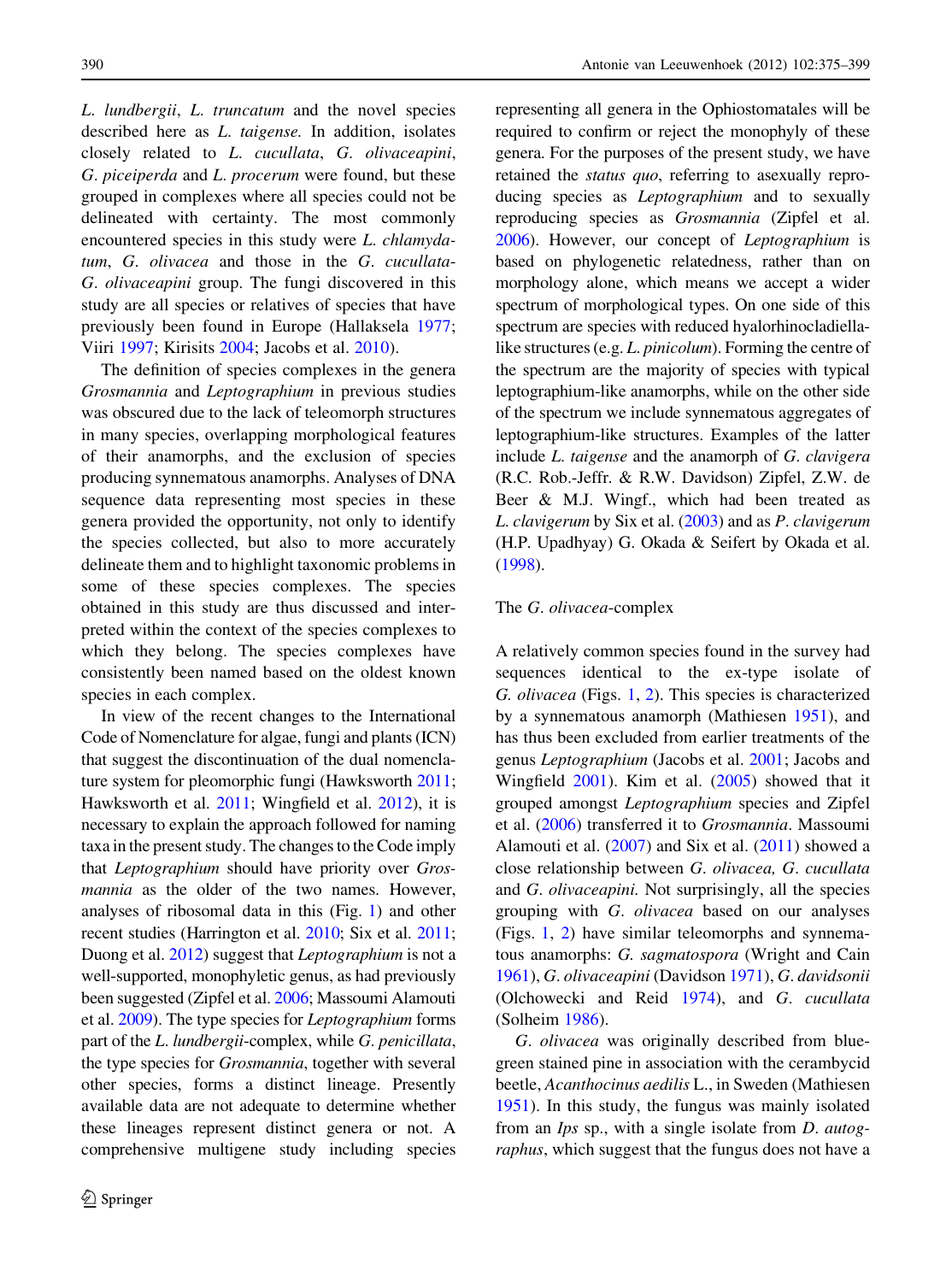*L. lundbergii*, *L. truncatum* and the novel species described here as *L. taigense*. In addition, isolates closely related to *L. cucullata*, *G. olivaceapini*, *G. piceiperda* and *L. procerum* were found, but these grouped in complexes where all species could not be delineated with certainty. The most commonly encountered species in this study were *L. chlamydatum*, *G. olivacea* and those in the *G. cucullata*-*G. olivaceapini* group. The fungi discovered in this study are all species or relatives of species that have previously been found in Europe (Hallaksela 1977; Viiri 1997; Kirisits 2004; Jacobs et al. 2010).

The definition of species complexes in the genera *Grosmannia* and *Leptographium* in previous studies was obscured due to the lack of teleomorph structures in many species, overlapping morphological features of their anamorphs, and the exclusion of species producing synnematous anamorphs. Analyses of DNA sequence data representing most species in these genera provided the opportunity, not only to identify the species collected, but also to more accurately delineate them and to highlight taxonomic problems in some of these species complexes. The species obtained in this study are thus discussed and interpreted within the context of the species complexes to which they belong. The species complexes have consistently been named based on the oldest known species in each complex.

In view of the recent changes to the International Code of Nomenclature for algae, fungi and plants (ICN) that suggest the discontinuation of the dual nomenclature system for pleomorphic fungi (Hawksworth 2011; Hawksworth et al. 2011; Wingfield et al. 2012), it is necessary to explain the approach followed for naming taxa in the present study. The changes to the Code imply that *Leptographium* should have priority over *Grosmannia* as the older of the two names. However, analyses of ribosomal data in this (Fig. 1) and other recent studies (Harrington et al. 2010; Six et al. 2011; Duong et al. 2012) suggest that *Leptographium* is not a well-supported, monophyletic genus, as had previously been suggested (Zipfel et al. 2006; Massoumi Alamouti et al. 2009). The type species for *Leptographium* forms part of the *L. lundbergii*-complex, while *G. penicillata*, the type species for *Grosmannia*, together with several other species, forms a distinct lineage. Presently available data are not adequate to determine whether these lineages represent distinct genera or not. A comprehensive multigene study including species representing all genera in the Ophiostomatales will be required to confirm or reject the monophyly of these genera. For the purposes of the present study, we have retained the *status quo*, referring to asexually reproducing species as *Leptographium* and to sexually reproducing species as *Grosmannia* (Zipfel et al. 2006). However, our concept of *Leptographium* is based on phylogenetic relatedness, rather than on morphology alone, which means we accept a wider spectrum of morphological types. On one side of this spectrum are species with reduced hyalorhinocladiella-like structures (e.g. *L. pinicolum*). Forming the centre of the spectrum are the majority of species with typical leptographium-like anamorphs, while on the other side of the spectrum we include synnematous aggregates of leptographium-like structures. Examples of the latter include *L. taigense* and the anamorph of *G. clavigera* (R.C. Rob.-Jeffr. & R.W. Davidson) Zipfel, Z.W. de Beer & M.J. Wingf., which had been treated as *L. clavigerum* by Six et al. (2003) and as *P. clavigerum* (H.P. Upadhyay) G. Okada & Seifert by Okada et al. (1998).

### The *G. olivacea*-complex

A relatively common species found in the survey had sequences identical to the ex-type isolate of *G. olivacea* (Figs. 1, 2). This species is characterized by a synnematous anamorph (Mathiesen 1951), and has thus been excluded from earlier treatments of the genus *Leptographium* (Jacobs et al. 2001; Jacobs and Wingfield 2001). Kim et al. (2005) showed that it grouped amongst *Leptographium* species and Zipfel et al. (2006) transferred it to *Grosmannia*. Massoumi Alamouti et al. (2007) and Six et al. (2011) showed a close relationship between *G. olivacea, G. cucullata* and *G. olivaceapini.* Not surprisingly, all the species grouping with *G. olivacea* based on our analyses (Figs. 1, 2) have similar teleomorphs and synnematous anamorphs: *G. sagmatospora* (Wright and Cain 1961), *G. olivaceapini* (Davidson 1971), *G. davidsonii* (Olchowecki and Reid 1974), and *G. cucullata* (Solheim 1986).

*G. olivacea* was originally described from blue-green stained pine in association with the cerambycid beetle, *Acanthocinus aedilis* L., in Sweden (Mathiesen 1951). In this study, the fungus was mainly isolated from an *Ips* sp., with a single isolate from *D. autographus*, which suggest that the fungus does not have a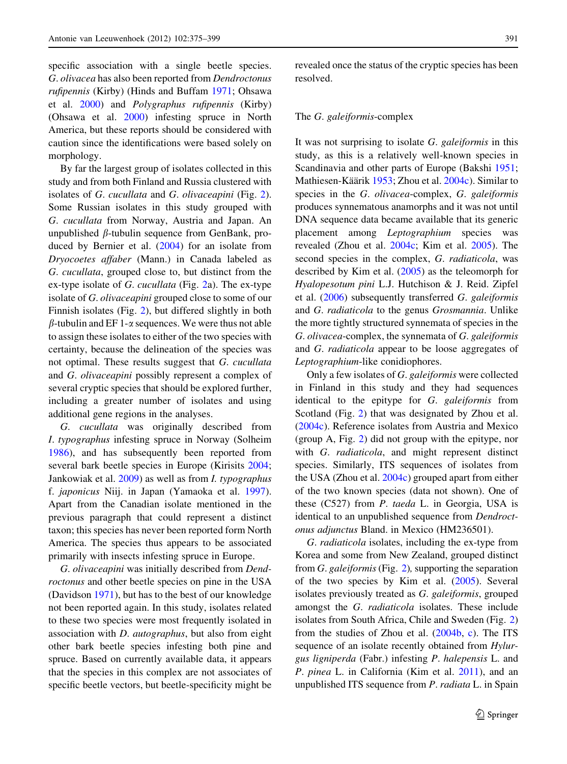specific association with a single beetle species. *G. olivacea* has also been reported from *Dendroctonus rufipennis* (Kirby) (Hinds and Buffam 1971; Ohsawa et al. 2000) and *Polygraphus rufipennis* (Kirby) (Ohsawa et al. 2000) infesting spruce in North America, but these reports should be considered with caution since the identifications were based solely on morphology.

By far the largest group of isolates collected in this study and from both Finland and Russia clustered with isolates of *G. cucullata* and *G. olivaceapini* (Fig. 2). Some Russian isolates in this study grouped with *G. cucullata* from Norway, Austria and Japan. An unpublished β-tubulin sequence from GenBank, produced by Bernier et al. (2004) for an isolate from *Dryocoetes affaber* (Mann.) in Canada labeled as *G. cucullata*, grouped close to, but distinct from the ex-type isolate of *G. cucullata* (Fig. 2a). The ex-type isolate of *G. olivaceapini* grouped close to some of our Finnish isolates (Fig. 2), but differed slightly in both β-tubulin and EF 1-α sequences. We were thus not able to assign these isolates to either of the two species with certainty, because the delineation of the species was not optimal. These results suggest that *G. cucullata* and *G. olivaceapini* possibly represent a complex of several cryptic species that should be explored further, including a greater number of isolates and using additional gene regions in the analyses.

*G. cucullata* was originally described from *I. typographus* infesting spruce in Norway (Solheim 1986), and has subsequently been reported from several bark beetle species in Europe (Kirisits 2004; Jankowiak et al. 2009) as well as from *I. typographus* f. *japonicus* Niij. in Japan (Yamaoka et al. 1997). Apart from the Canadian isolate mentioned in the previous paragraph that could represent a distinct taxon; this species has never been reported form North America. The species thus appears to be associated primarily with insects infesting spruce in Europe.

*G. olivaceapini* was initially described from *Dendroctonus* and other beetle species on pine in the USA (Davidson 1971), but has to the best of our knowledge not been reported again. In this study, isolates related to these two species were most frequently isolated in association with *D. autographus*, but also from eight other bark beetle species infesting both pine and spruce. Based on currently available data, it appears that the species in this complex are not associates of specific beetle vectors, but beetle-specificity might be revealed once the status of the cryptic species has been resolved.

## The *G. galeiformis*-complex

It was not surprising to isolate *G. galeiformis* in this study, as this is a relatively well-known species in Scandinavia and other parts of Europe (Bakshi 1951; Mathiesen-Käärik 1953; Zhou et al. 2004c). Similar to species in the *G. olivacea*-complex, *G. galeiformis* produces synnematous anamorphs and it was not until DNA sequence data became available that its generic placement among *Leptographium* species was revealed (Zhou et al. 2004c; Kim et al. 2005). The second species in the complex, *G. radiaticola*, was described by Kim et al. (2005) as the teleomorph for *Hyalopesotum pini* L.J. Hutchison & J. Reid. Zipfel et al. (2006) subsequently transferred *G. galeiformis* and *G. radiaticola* to the genus *Grosmannia*. Unlike the more tightly structured synnemata of species in the *G. olivacea*-complex, the synnemata of *G. galeiformis* and *G. radiaticola* appear to be loose aggregates of *Leptographium*-like conidiophores.

Only a few isolates of *G. galeiformis* were collected in Finland in this study and they had sequences identical to the epitype for *G. galeiformis* from Scotland (Fig. 2) that was designated by Zhou et al. (2004c). Reference isolates from Austria and Mexico (group A, Fig. 2) did not group with the epitype, nor with *G. radiaticola*, and might represent distinct species. Similarly, ITS sequences of isolates from the USA (Zhou et al. 2004c) grouped apart from either of the two known species (data not shown). One of these (C527) from *P. taeda* L. in Georgia, USA is identical to an unpublished sequence from *Dendroctonus adjunctus* Bland. in Mexico (HM236501).

*G. radiaticola* isolates, including the ex-type from Korea and some from New Zealand, grouped distinct from *G. galeiformis* (Fig. 2), supporting the separation of the two species by Kim et al. (2005). Several isolates previously treated as *G. galeiformis*, grouped amongst the *G. radiaticola* isolates. These include isolates from South Africa, Chile and Sweden (Fig. 2) from the studies of Zhou et al. (2004b, c). The ITS sequence of an isolate recently obtained from *Hylurgus ligniperda* (Fabr.) infesting *P. halepensis* L. and *P. pinea* L. in California (Kim et al. 2011), and an unpublished ITS sequence from *P. radiata* L. in Spain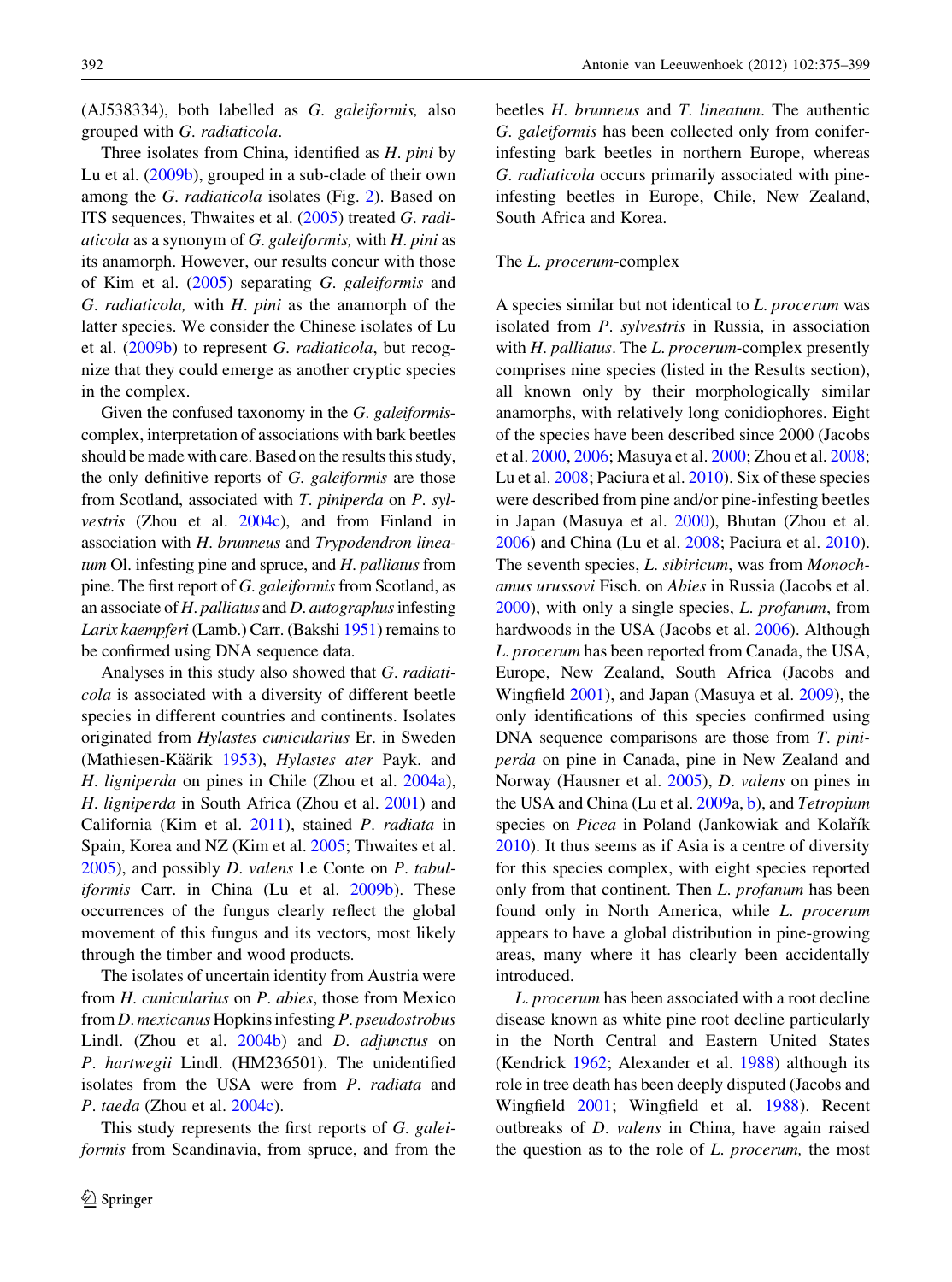(AJ538334), both labelled as *G. galeiformis,* also grouped with *G. radiaticola*.

Three isolates from China, identified as *H. pini* by Lu et al. (2009b), grouped in a sub-clade of their own among the *G. radiaticola* isolates (Fig. 2). Based on ITS sequences, Thwaites et al. (2005) treated *G. radiaticola* as a synonym of *G. galeiformis,* with *H. pini* as its anamorph. However, our results concur with those of Kim et al. (2005) separating *G. galeiformis* and *G. radiaticola,* with *H. pini* as the anamorph of the latter species. We consider the Chinese isolates of Lu et al. (2009b) to represent *G. radiaticola*, but recognize that they could emerge as another cryptic species in the complex.

Given the confused taxonomy in the *G. galeiformis*-complex, interpretation of associations with bark beetles should be made with care. Based on the results this study, the only definitive reports of *G. galeiformis* are those from Scotland, associated with *T. piniperda* on *P. sylvestris* (Zhou et al. 2004c), and from Finland in association with *H. brunneus* and *Trypodendron lineatum* Ol. infesting pine and spruce, and *H. palliatus* from pine. The first report of *G. galeiformis* from Scotland, as an associate of *H. palliatus* and *D. autographus* infesting *Larix kaempferi* (Lamb.) Carr. (Bakshi 1951) remains to be confirmed using DNA sequence data.

Analyses in this study also showed that *G. radiaticola* is associated with a diversity of different beetle species in different countries and continents. Isolates originated from *Hylastes cunicularius* Er. in Sweden (Mathiesen-Käärik 1953), *Hylastes ater* Payk. and *H. ligniperda* on pines in Chile (Zhou et al. 2004a), *H. ligniperda* in South Africa (Zhou et al. 2001) and California (Kim et al. 2011), stained *P. radiata* in Spain, Korea and NZ (Kim et al. 2005; Thwaites et al. 2005), and possibly *D. valens* Le Conte on *P. tabuliformis* Carr. in China (Lu et al. 2009b). These occurrences of the fungus clearly reflect the global movement of this fungus and its vectors, most likely through the timber and wood products.

The isolates of uncertain identity from Austria were from *H. cunicularius* on *P. abies*, those from Mexico from *D. mexicanus* Hopkins infesting *P. pseudostrobus* Lindl. (Zhou et al. 2004b) and *D. adjunctus* on *P. hartwegii* Lindl. (HM236501). The unidentified isolates from the USA were from *P. radiata* and *P. taeda* (Zhou et al. 2004c).

This study represents the first reports of *G. galeiformis* from Scandinavia, from spruce, and from the beetles *H. brunneus* and *T. lineatum*. The authentic *G. galeiformis* has been collected only from conifer-infesting bark beetles in northern Europe, whereas *G. radiaticola* occurs primarily associated with pine-infesting beetles in Europe, Chile, New Zealand, South Africa and Korea.

### The *L. procerum*-complex

A species similar but not identical to *L. procerum* was isolated from *P. sylvestris* in Russia, in association with *H. palliatus*. The *L. procerum*-complex presently comprises nine species (listed in the Results section), all known only by their morphologically similar anamorphs, with relatively long conidiophores. Eight of the species have been described since 2000 (Jacobs et al. 2000, 2006; Masuya et al. 2000; Zhou et al. 2008; Lu et al. 2008; Paciura et al. 2010). Six of these species were described from pine and/or pine-infesting beetles in Japan (Masuya et al. 2000), Bhutan (Zhou et al. 2006) and China (Lu et al. 2008; Paciura et al. 2010). The seventh species, *L. sibiricum*, was from *Monochamus urussovi* Fisch. on *Abies* in Russia (Jacobs et al. 2000), with only a single species, *L. profanum*, from hardwoods in the USA (Jacobs et al. 2006). Although *L. procerum* has been reported from Canada, the USA, Europe, New Zealand, South Africa (Jacobs and Wingfield 2001), and Japan (Masuya et al. 2009), the only identifications of this species confirmed using DNA sequence comparisons are those from *T. piniperda* on pine in Canada, pine in New Zealand and Norway (Hausner et al. 2005), *D. valens* on pines in the USA and China (Lu et al. 2009a, b), and *Tetropium* species on *Picea* in Poland (Jankowiak and Kolařík 2010). It thus seems as if Asia is a centre of diversity for this species complex, with eight species reported only from that continent. Then *L. profanum* has been found only in North America, while *L. procerum* appears to have a global distribution in pine-growing areas, many where it has clearly been accidentally introduced.

*L. procerum* has been associated with a root decline disease known as white pine root decline particularly in the North Central and Eastern United States (Kendrick 1962; Alexander et al. 1988) although its role in tree death has been deeply disputed (Jacobs and Wingfield 2001; Wingfield et al. 1988). Recent outbreaks of *D. valens* in China, have again raised the question as to the role of *L. procerum,* the most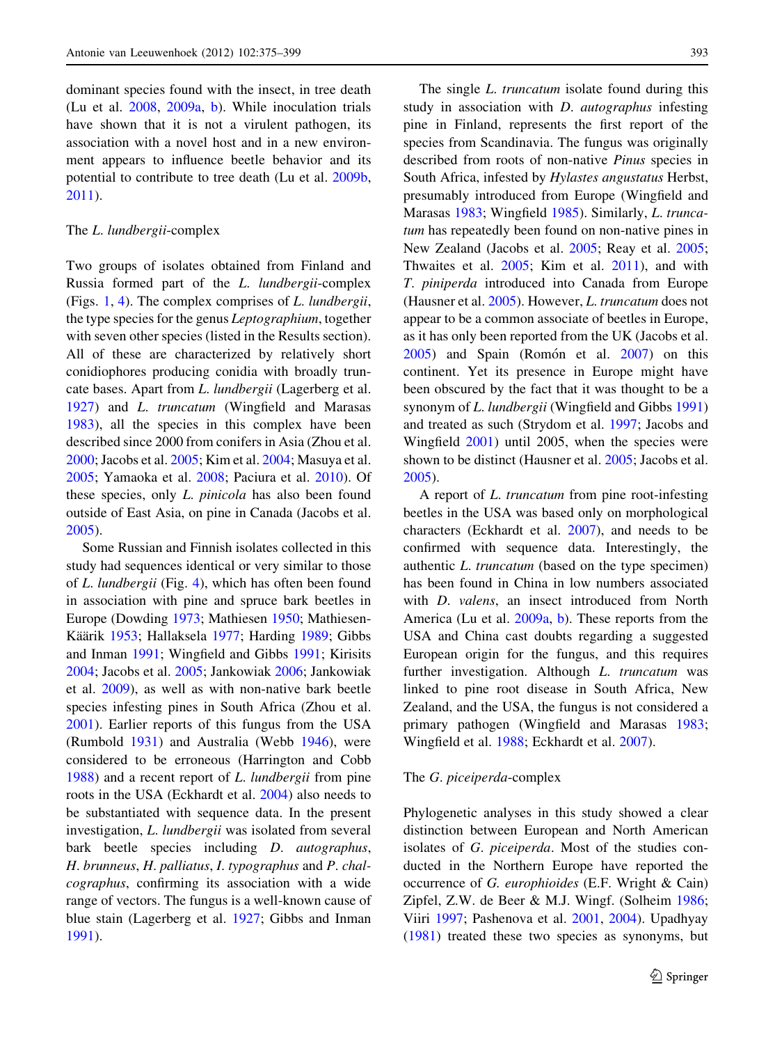dominant species found with the insect, in tree death (Lu et al. 2008, 2009a, b). While inoculation trials have shown that it is not a virulent pathogen, its association with a novel host and in a new environment appears to influence beetle behavior and its potential to contribute to tree death (Lu et al. 2009b, 2011).

### The *L. lundbergii*-complex

Two groups of isolates obtained from Finland and Russia formed part of the *L. lundbergii*-complex (Figs. 1, 4). The complex comprises of *L. lundbergii*, the type species for the genus *Leptographium*, together with seven other species (listed in the Results section). All of these are characterized by relatively short conidiophores producing conidia with broadly truncate bases. Apart from *L. lundbergii* (Lagerberg et al. 1927) and *L. truncatum* (Wingfield and Marasas 1983), all the species in this complex have been described since 2000 from conifers in Asia (Zhou et al. 2000; Jacobs et al. 2005; Kim et al. 2004; Masuya et al. 2005; Yamaoka et al. 2008; Paciura et al. 2010). Of these species, only *L. pinicola* has also been found outside of East Asia, on pine in Canada (Jacobs et al. 2005).

Some Russian and Finnish isolates collected in this study had sequences identical or very similar to those of *L. lundbergii* (Fig. 4), which has often been found in association with pine and spruce bark beetles in Europe (Dowding 1973; Mathiesen 1950; Mathiesen-Käärik 1953; Hallaksela 1977; Harding 1989; Gibbs and Inman 1991; Wingfield and Gibbs 1991; Kirisits 2004; Jacobs et al. 2005; Jankowiak 2006; Jankowiak et al. 2009), as well as with non-native bark beetle species infesting pines in South Africa (Zhou et al. 2001). Earlier reports of this fungus from the USA (Rumbold 1931) and Australia (Webb 1946), were considered to be erroneous (Harrington and Cobb 1988) and a recent report of *L. lundbergii* from pine roots in the USA (Eckhardt et al. 2004) also needs to be substantiated with sequence data. In the present investigation, *L. lundbergii* was isolated from several bark beetle species including *D. autographus*, *H. brunneus*, *H. palliatus*, *I. typographus* and *P. chalcographus*, confirming its association with a wide range of vectors. The fungus is a well-known cause of blue stain (Lagerberg et al. 1927; Gibbs and Inman 1991).

The single *L. truncatum* isolate found during this study in association with *D. autographus* infesting pine in Finland, represents the first report of the species from Scandinavia. The fungus was originally described from roots of non-native *Pinus* species in South Africa, infested by *Hylastes angustatus* Herbst, presumably introduced from Europe (Wingfield and Marasas 1983; Wingfield 1985). Similarly, *L. truncatum* has repeatedly been found on non-native pines in New Zealand (Jacobs et al. 2005; Reay et al. 2005; Thwaites et al. 2005; Kim et al. 2011), and with *T. piniperda* introduced into Canada from Europe (Hausner et al. 2005). However, *L. truncatum* does not appear to be a common associate of beetles in Europe, as it has only been reported from the UK (Jacobs et al. 2005) and Spain (Romón et al. 2007) on this continent. Yet its presence in Europe might have been obscured by the fact that it was thought to be a synonym of *L. lundbergii* (Wingfield and Gibbs 1991) and treated as such (Strydom et al. 1997; Jacobs and Wingfield 2001) until 2005, when the species were shown to be distinct (Hausner et al. 2005; Jacobs et al. 2005).

A report of *L. truncatum* from pine root-infesting beetles in the USA was based only on morphological characters (Eckhardt et al. 2007), and needs to be confirmed with sequence data. Interestingly, the authentic *L. truncatum* (based on the type specimen) has been found in China in low numbers associated with *D. valens*, an insect introduced from North America (Lu et al. 2009a, b). These reports from the USA and China cast doubts regarding a suggested European origin for the fungus, and this requires further investigation. Although *L. truncatum* was linked to pine root disease in South Africa, New Zealand, and the USA, the fungus is not considered a primary pathogen (Wingfield and Marasas 1983; Wingfield et al. 1988; Eckhardt et al. 2007).

### The *G. piceiperda*-complex

Phylogenetic analyses in this study showed a clear distinction between European and North American isolates of *G. piceiperda*. Most of the studies conducted in the Northern Europe have reported the occurrence of *G. europhioides* (E.F. Wright & Cain) Zipfel, Z.W. de Beer & M.J. Wingf. (Solheim 1986; Viiri 1997; Pashenova et al. 2001, 2004). Upadhyay (1981) treated these two species as synonyms, but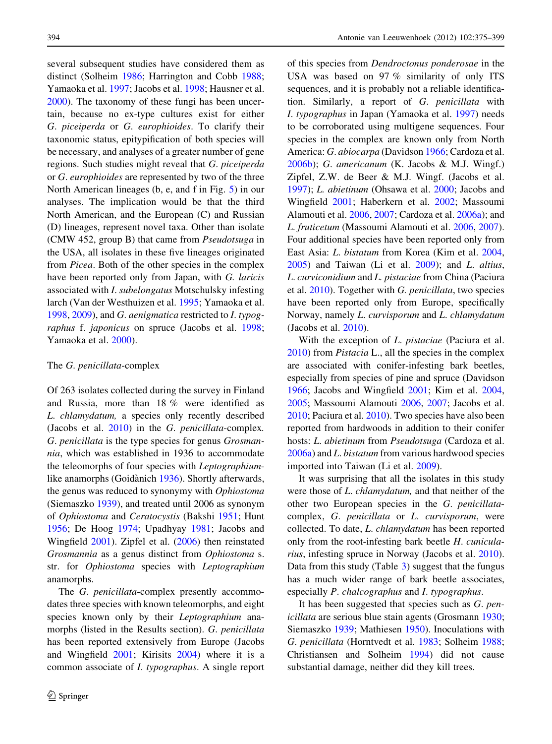several subsequent studies have considered them as distinct (Solheim 1986; Harrington and Cobb 1988; Yamaoka et al. 1997; Jacobs et al. 1998; Hausner et al. 2000). The taxonomy of these fungi has been uncertain, because no ex-type cultures exist for either *G. piceiperda* or *G. europhioides*. To clarify their taxonomic status, epitypification of both species will be necessary, and analyses of a greater number of gene regions. Such studies might reveal that *G. piceiperda* or *G. europhioides* are represented by two of the three North American lineages (b, e, and f in Fig. 5) in our analyses. The implication would be that the third North American, and the European (C) and Russian (D) lineages, represent novel taxa. Other than isolate (CMW 452, group B) that came from *Pseudotsuga* in the USA, all isolates in these five lineages originated from *Picea*. Both of the other species in the complex have been reported only from Japan, with *G. laricis* associated with *I. subelongatus* Motschulsky infesting larch (Van der Westhuizen et al. 1995; Yamaoka et al. 1998, 2009), and *G. aenigmatica* restricted to *I. typographus* f. *japonicus* on spruce (Jacobs et al. 1998; Yamaoka et al. 2000).

### The *G. penicillata*-complex

Of 263 isolates collected during the survey in Finland and Russia, more than 18 % were identified as *L. chlamydatum,* a species only recently described (Jacobs et al. 2010) in the *G. penicillata*-complex. *G. penicillata* is the type species for genus *Grosmannia*, which was established in 1936 to accommodate the teleomorphs of four species with *Leptographium*-like anamorphs (Goidànich 1936). Shortly afterwards, the genus was reduced to synonymy with *Ophiostoma* (Siemaszko 1939), and treated until 2006 as synonym of *Ophiostoma* and *Ceratocystis* (Bakshi 1951; Hunt 1956; De Hoog 1974; Upadhyay 1981; Jacobs and Wingfield 2001). Zipfel et al. (2006) then reinstated *Grosmannia* as a genus distinct from *Ophiostoma* s. str. for *Ophiostoma* species with *Leptographium* anamorphs.

The *G. penicillata*-complex presently accommodates three species with known teleomorphs, and eight species known only by their *Leptographium* anamorphs (listed in the Results section). *G. penicillata* has been reported extensively from Europe (Jacobs and Wingfield 2001; Kirisits 2004) where it is a common associate of *I. typographus*. A single report of this species from *Dendroctonus ponderosae* in the USA was based on 97 % similarity of only ITS sequences, and it is probably not a reliable identification. Similarly, a report of *G. penicillata* with *I. typographus* in Japan (Yamaoka et al. 1997) needs to be corroborated using multigene sequences. Four species in the complex are known only from North America: *G. abiocarpa* (Davidson 1966; Cardoza et al. 2006b); *G. americanum* (K. Jacobs & M.J. Wingf.) Zipfel, Z.W. de Beer & M.J. Wingf. (Jacobs et al. 1997); *L. abietinum* (Ohsawa et al. 2000; Jacobs and Wingfield 2001; Haberkern et al. 2002; Massoumi Alamouti et al. 2006, 2007; Cardoza et al. 2006a); and *L. fruticetum* (Massoumi Alamouti et al. 2006, 2007). Four additional species have been reported only from East Asia: *L. bistatum* from Korea (Kim et al. 2004, 2005) and Taiwan (Li et al. 2009); and *L. altius*, *L. curviconidium* and *L. pistaciae* from China (Paciura et al. 2010). Together with *G. penicillata*, two species have been reported only from Europe, specifically Norway, namely *L. curvisporum* and *L. chlamydatum* (Jacobs et al. 2010).

With the exception of *L. pistaciae* (Paciura et al. 2010) from *Pistacia* L., all the species in the complex are associated with conifer-infesting bark beetles, especially from species of pine and spruce (Davidson 1966; Jacobs and Wingfield 2001; Kim et al. 2004, 2005; Massoumi Alamouti 2006, 2007; Jacobs et al. 2010; Paciura et al. 2010). Two species have also been reported from hardwoods in addition to their conifer hosts: *L. abietinum* from *Pseudotsuga* (Cardoza et al. 2006a) and *L. bistatum* from various hardwood species imported into Taiwan (Li et al. 2009).

It was surprising that all the isolates in this study were those of *L. chlamydatum,* and that neither of the other two European species in the *G. penicillata*-complex, *G. penicillata* or *L. curvisporum*, were collected. To date, *L. chlamydatum* has been reported only from the root-infesting bark beetle *H. cunicularius*, infesting spruce in Norway (Jacobs et al. 2010). Data from this study (Table 3) suggest that the fungus has a much wider range of bark beetle associates, especially *P. chalcographus* and *I. typographus*.

It has been suggested that species such as *G. penicillata* are serious blue stain agents (Grosmann 1930; Siemaszko 1939; Mathiesen 1950). Inoculations with *G. penicillata* (Horntvedt et al. 1983; Solheim 1988; Christiansen and Solheim 1994) did not cause substantial damage, neither did they kill trees.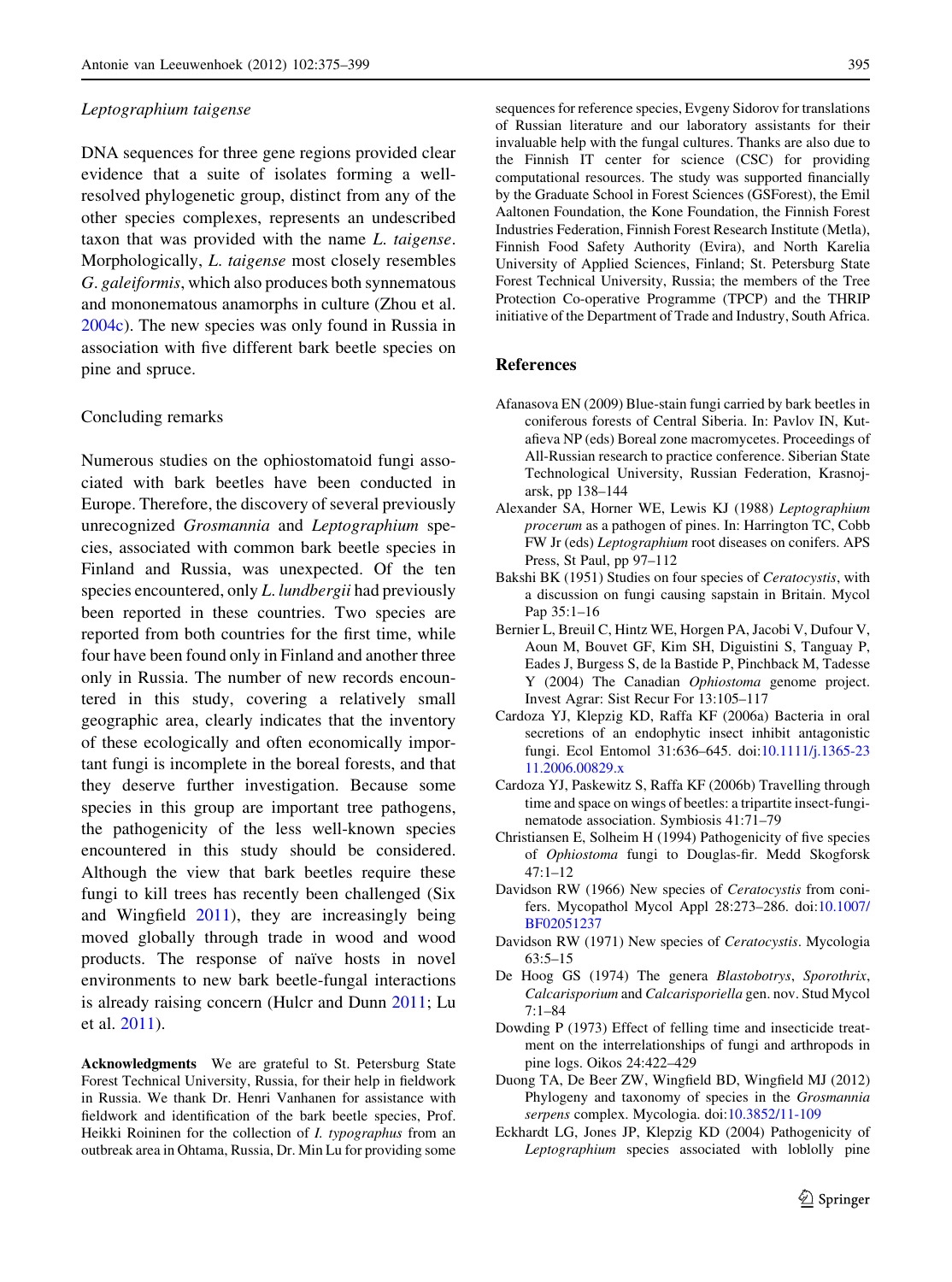### *Leptographium taigense*

DNA sequences for three gene regions provided clear evidence that a suite of isolates forming a well-resolved phylogenetic group, distinct from any of the other species complexes, represents an undescribed taxon that was provided with the name *L. taigense*. Morphologically, *L. taigense* most closely resembles *G. galeiformis*, which also produces both synnematous and mononematous anamorphs in culture (Zhou et al. 2004c). The new species was only found in Russia in association with five different bark beetle species on pine and spruce.

## Concluding remarks

Numerous studies on the ophiostomatoid fungi associated with bark beetles have been conducted in Europe. Therefore, the discovery of several previously unrecognized *Grosmannia* and *Leptographium* species, associated with common bark beetle species in Finland and Russia, was unexpected. Of the ten species encountered, only *L. lundbergii* had previously been reported in these countries. Two species are reported from both countries for the first time, while four have been found only in Finland and another three only in Russia. The number of new records encountered in this study, covering a relatively small geographic area, clearly indicates that the inventory of these ecologically and often economically important fungi is incomplete in the boreal forests, and that they deserve further investigation. Because some species in this group are important tree pathogens, the pathogenicity of the less well-known species encountered in this study should be considered. Although the view that bark beetles require these fungi to kill trees has recently been challenged (Six and Wingfield 2011), they are increasingly being moved globally through trade in wood and wood products. The response of naïve hosts in novel environments to new bark beetle-fungal interactions is already raising concern (Hulcr and Dunn 2011; Lu et al. 2011).

**Acknowledgments** We are grateful to St. Petersburg State Forest Technical University, Russia, for their help in fieldwork in Russia. We thank Dr. Henri Vanhanen for assistance with fieldwork and identification of the bark beetle species, Prof. Heikki Roininen for the collection of *I. typographus* from an outbreak area in Ohtama, Russia, Dr. Min Lu for providing some sequences for reference species, Evgeny Sidorov for translations of Russian literature and our laboratory assistants for their invaluable help with the fungal cultures. Thanks are also due to the Finnish IT center for science (CSC) for providing computational resources. The study was supported financially by the Graduate School in Forest Sciences (GSForest), the Emil Aaltonen Foundation, the Kone Foundation, the Finnish Forest Industries Federation, Finnish Forest Research Institute (Metla), Finnish Food Safety Authority (Evira), and North Karelia University of Applied Sciences, Finland; St. Petersburg State Forest Technical University, Russia; the members of the Tree Protection Co-operative Programme (TPCP) and the THRIP initiative of the Department of Trade and Industry, South Africa.

## References

Afanasova EN (2009) Blue-stain fungi carried by bark beetles in coniferous forests of Central Siberia. In: Pavlov IN, Kutafieva NP (eds) Boreal zone macromycetes. Proceedings of All-Russian research to practice conference. Siberian State Technological University, Russian Federation, Krasnojarsk, pp 138–144

Alexander SA, Horner WE, Lewis KJ (1988) *Leptographium procerum* as a pathogen of pines. In: Harrington TC, Cobb FW Jr (eds) *Leptographium* root diseases on conifers. APS Press, St Paul, pp 97–112

Bakshi BK (1951) Studies on four species of *Ceratocystis*, with a discussion on fungi causing sapstain in Britain. Mycol Pap 35:1–16

Bernier L, Breuil C, Hintz WE, Horgen PA, Jacobi V, Dufour V, Aoun M, Bouvet GF, Kim SH, Diguistini S, Tanguay P, Eades J, Burgess S, de la Bastide P, Pinchback M, Tadesse Y (2004) The Canadian *Ophiostoma* genome project. Invest Agrar: Sist Recur For 13:105–117

Cardoza YJ, Klepzig KD, Raffa KF (2006a) Bacteria in oral secretions of an endophytic insect inhibit antagonistic fungi. Ecol Entomol 31:636–645. doi:10.1111/j.1365-2311.2006.00829.x

Cardoza YJ, Paskewitz S, Raffa KF (2006b) Travelling through time and space on wings of beetles: a tripartite insect-fungi-nematode association. Symbiosis 41:71–79

Christiansen E, Solheim H (1994) Pathogenicity of five species of *Ophiostoma* fungi to Douglas-fir. Medd Skogforsk 47:1–12

Davidson RW (1966) New species of *Ceratocystis* from conifers. Mycopathol Mycol Appl 28:273–286. doi:10.1007/BF02051237

Davidson RW (1971) New species of *Ceratocystis*. Mycologia 63:5–15

De Hoog GS (1974) The genera *Blastobotrys*, *Sporothrix*, *Calcarisporium* and *Calcarisporiella* gen. nov. Stud Mycol 7:1–84

Dowding P (1973) Effect of felling time and insecticide treatment on the interrelationships of fungi and arthropods in pine logs. Oikos 24:422–429

Duong TA, De Beer ZW, Wingfield BD, Wingfield MJ (2012) Phylogeny and taxonomy of species in the *Grosmannia serpens* complex. Mycologia. doi:10.3852/11-109

Eckhardt LG, Jones JP, Klepzig KD (2004) Pathogenicity of *Leptographium* species associated with loblolly pine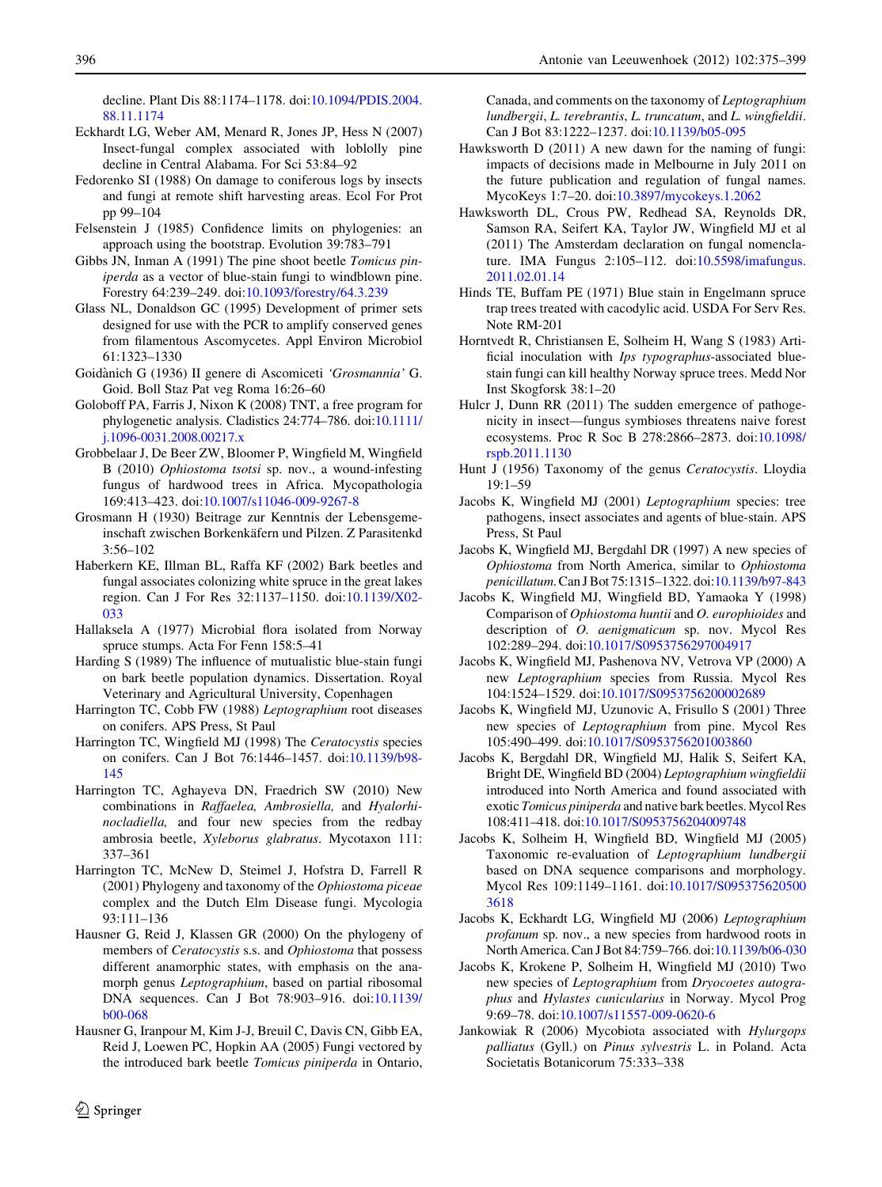decline. Plant Dis 88:1174–1178. doi:10.1094/PDIS.2004.88.11.1174

Eckhardt LG, Weber AM, Menard R, Jones JP, Hess N (2007) Insect-fungal complex associated with loblolly pine decline in Central Alabama. For Sci 53:84–92

Fedorenko SI (1988) On damage to coniferous logs by insects and fungi at remote shift harvesting areas. Ecol For Prot pp 99–104

Felsenstein J (1985) Confidence limits on phylogenies: an approach using the bootstrap. Evolution 39:783–791

Gibbs JN, Inman A (1991) The pine shoot beetle *Tomicus piniperda* as a vector of blue-stain fungi to windblown pine. Forestry 64:239–249. doi:10.1093/forestry/64.3.239

Glass NL, Donaldson GC (1995) Development of primer sets designed for use with the PCR to amplify conserved genes from filamentous Ascomycetes. Appl Environ Microbiol 61:1323–1330

Goidànich G (1936) II genere di Ascomiceti *'Grosmannia'* G. Goid. Boll Staz Pat veg Roma 16:26–60

Goloboff PA, Farris J, Nixon K (2008) TNT, a free program for phylogenetic analysis. Cladistics 24:774–786. doi:10.1111/j.1096-0031.2008.00217.x

Grobbelaar J, De Beer ZW, Bloomer P, Wingfield M, Wingfield B (2010) *Ophiostoma tsotsi* sp. nov., a wound-infesting fungus of hardwood trees in Africa. Mycopathologia 169:413–423. doi:10.1007/s11046-009-9267-8

Grosmann H (1930) Beitrage zur Kenntnis der Lebensgemeinschaft zwischen Borkenkäfern und Pilzen. Z Parasitenkd 3:56–102

Haberkern KE, Illman BL, Raffa KF (2002) Bark beetles and fungal associates colonizing white spruce in the great lakes region. Can J For Res 32:1137–1150. doi:10.1139/X02-033

Hallaksela A (1977) Microbial flora isolated from Norway spruce stumps. Acta For Fenn 158:5–41

Harding S (1989) The influence of mutualistic blue-stain fungi on bark beetle population dynamics. Dissertation. Royal Veterinary and Agricultural University, Copenhagen

Harrington TC, Cobb FW (1988) *Leptographium* root diseases on conifers. APS Press, St Paul

Harrington TC, Wingfield MJ (1998) The *Ceratocystis* species on conifers. Can J Bot 76:1446–1457. doi:10.1139/b98-145

Harrington TC, Aghayeva DN, Fraedrich SW (2010) New combinations in *Raffaelea, Ambrosiella,* and *Hyalorhinocladiella,* and four new species from the redbay ambrosia beetle, *Xyleborus glabratus*. Mycotaxon 111:337–361

Harrington TC, McNew D, Steimel J, Hofstra D, Farrell R (2001) Phylogeny and taxonomy of the *Ophiostoma piceae* complex and the Dutch Elm Disease fungi. Mycologia 93:111–136

Hausner G, Reid J, Klassen GR (2000) On the phylogeny of members of *Ceratocystis* s.s. and *Ophiostoma* that possess different anamorphic states, with emphasis on the anamorph genus *Leptographium*, based on partial ribosomal DNA sequences. Can J Bot 78:903–916. doi:10.1139/b00-068

Hausner G, Iranpour M, Kim J-J, Breuil C, Davis CN, Gibb EA, Reid J, Loewen PC, Hopkin AA (2005) Fungi vectored by the introduced bark beetle *Tomicus piniperda* in Ontario, Canada, and comments on the taxonomy of *Leptographium lundbergii*, *L. terebrantis*, *L. truncatum*, and *L. wingfieldii*. Can J Bot 83:1222–1237. doi:10.1139/b05-095

Hawksworth D (2011) A new dawn for the naming of fungi: impacts of decisions made in Melbourne in July 2011 on the future publication and regulation of fungal names. MycoKeys 1:7–20. doi:10.3897/mycokeys.1.2062

Hawksworth DL, Crous PW, Redhead SA, Reynolds DR, Samson RA, Seifert KA, Taylor JW, Wingfield MJ et al (2011) The Amsterdam declaration on fungal nomenclature. IMA Fungus 2:105–112. doi:10.5598/imafungus.2011.02.01.14

Hinds TE, Buffam PE (1971) Blue stain in Engelmann spruce trap trees treated with cacodylic acid. USDA For Serv Res. Note RM-201

Horntvedt R, Christiansen E, Solheim H, Wang S (1983) Artificial inoculation with *Ips typographus*-associated blue-stain fungi can kill healthy Norway spruce trees. Medd Nor Inst Skogforsk 38:1–20

Hulcr J, Dunn RR (2011) The sudden emergence of pathogenicity in insect—fungus symbioses threatens naive forest ecosystems. Proc R Soc B 278:2866–2873. doi:10.1098/rspb.2011.1130

Hunt J (1956) Taxonomy of the genus *Ceratocystis*. Lloydia 19:1–59

Jacobs K, Wingfield MJ (2001) *Leptographium* species: tree pathogens, insect associates and agents of blue-stain. APS Press, St Paul

Jacobs K, Wingfield MJ, Bergdahl DR (1997) A new species of *Ophiostoma* from North America, similar to *Ophiostoma penicillatum*. Can J Bot 75:1315–1322. doi:10.1139/b97-843

Jacobs K, Wingfield MJ, Wingfield BD, Yamaoka Y (1998) Comparison of *Ophiostoma huntii* and *O. europhioides* and description of *O. aenigmaticum* sp. nov. Mycol Res 102:289–294. doi:10.1017/S0953756297004917

Jacobs K, Wingfield MJ, Pashenova NV, Vetrova VP (2000) A new *Leptographium* species from Russia. Mycol Res 104:1524–1529. doi:10.1017/S0953756200002689

Jacobs K, Wingfield MJ, Uzunovic A, Frisullo S (2001) Three new species of *Leptographium* from pine. Mycol Res 105:490–499. doi:10.1017/S0953756201003860

Jacobs K, Bergdahl DR, Wingfield MJ, Halik S, Seifert KA, Bright DE, Wingfield BD (2004) *Leptographium wingfieldii* introduced into North America and found associated with exotic *Tomicus piniperda* and native bark beetles. Mycol Res 108:411–418. doi:10.1017/S0953756204009748

Jacobs K, Solheim H, Wingfield BD, Wingfield MJ (2005) Taxonomic re-evaluation of *Leptographium lundbergii* based on DNA sequence comparisons and morphology. Mycol Res 109:1149–1161. doi:10.1017/S0953756205003618

Jacobs K, Eckhardt LG, Wingfield MJ (2006) *Leptographium profanum* sp. nov., a new species from hardwood roots in North America. Can J Bot 84:759–766. doi:10.1139/b06-030

Jacobs K, Krokene P, Solheim H, Wingfield MJ (2010) Two new species of *Leptographium* from *Dryocoetes autographus* and *Hylastes cunicularius* in Norway. Mycol Prog 9:69–78. doi:10.1007/s11557-009-0620-6

Jankowiak R (2006) Mycobiota associated with *Hylurgops palliatus* (Gyll.) on *Pinus sylvestris* L. in Poland. Acta Societatis Botanicorum 75:333–338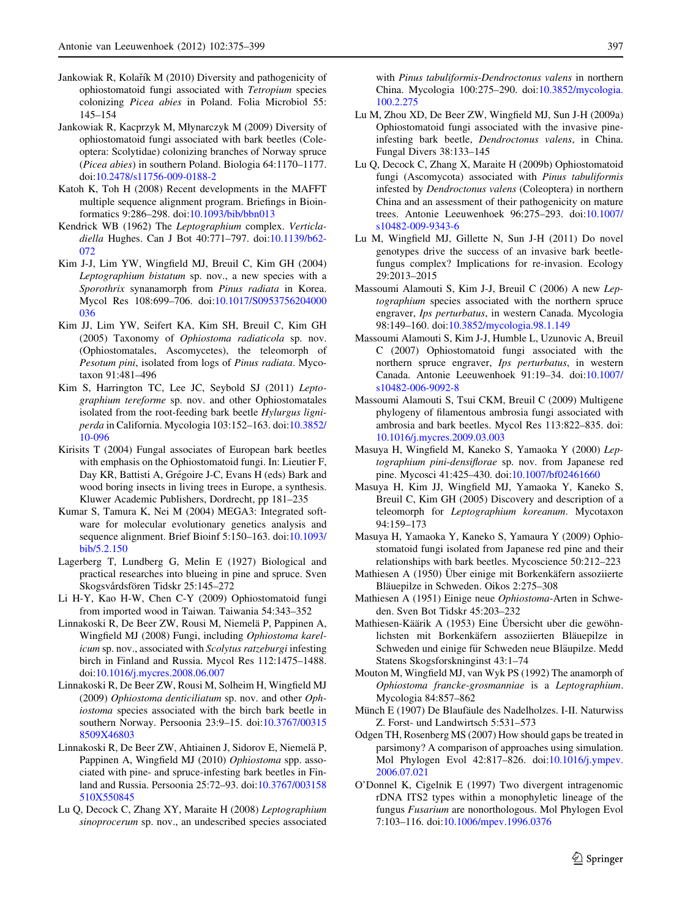Jankowiak R, Kolařík M (2010) Diversity and pathogenicity of ophiostomatoid fungi associated with *Tetropium* species colonizing *Picea abies* in Poland. Folia Microbiol 55: 145–154

Jankowiak R, Kacprzyk M, Młynarczyk M (2009) Diversity of ophiostomatoid fungi associated with bark beetles (Coleoptera: Scolytidae) colonizing branches of Norway spruce (*Picea abies*) in southern Poland. Biologia 64:1170–1177. doi:10.2478/s11756-009-0188-2

Katoh K, Toh H (2008) Recent developments in the MAFFT multiple sequence alignment program. Briefings in Bioinformatics 9:286–298. doi:10.1093/bib/bbn013

Kendrick WB (1962) The *Leptographium* complex. *Verticladiella* Hughes. Can J Bot 40:771–797. doi:10.1139/b62-072

Kim J-J, Lim YW, Wingfield MJ, Breuil C, Kim GH (2004) *Leptographium bistatum* sp. nov., a new species with a *Sporothrix* synanamorph from *Pinus radiata* in Korea. Mycol Res 108:699–706. doi:10.1017/S0953756204000036

Kim JJ, Lim YW, Seifert KA, Kim SH, Breuil C, Kim GH (2005) Taxonomy of *Ophiostoma radiaticola* sp. nov. (Ophiostomatales, Ascomycetes), the teleomorph of *Pesotum pini*, isolated from logs of *Pinus radiata*. Mycotaxon 91:481–496

Kim S, Harrington TC, Lee JC, Seybold SJ (2011) *Leptographium tereforme* sp. nov. and other Ophiostomatales isolated from the root-feeding bark beetle *Hylurgus ligniperda* in California. Mycologia 103:152–163. doi:10.3852/10-096

Kirisits T (2004) Fungal associates of European bark beetles with emphasis on the Ophiostomatoid fungi. In: Lieutier F, Day KR, Battisti A, Grégoire J-C, Evans H (eds) Bark and wood boring insects in living trees in Europe, a synthesis. Kluwer Academic Publishers, Dordrecht, pp 181–235

Kumar S, Tamura K, Nei M (2004) MEGA3: Integrated software for molecular evolutionary genetics analysis and sequence alignment. Brief Bioinf 5:150–163. doi:10.1093/bib/5.2.150

Lagerberg T, Lundberg G, Melin E (1927) Biological and practical researches into blueing in pine and spruce. Sven Skogsvårdsfören Tidskr 25:145–272

Li H-Y, Kao H-W, Chen C-Y (2009) Ophiostomatoid fungi from imported wood in Taiwan. Taiwania 54:343–352

Linnakoski R, De Beer ZW, Rousi M, Niemelä P, Pappinen A, Wingfield MJ (2008) Fungi, including *Ophiostoma karelicum* sp. nov., associated with *Scolytus ratzeburgi* infesting birch in Finland and Russia. Mycol Res 112:1475–1488. doi:10.1016/j.mycres.2008.06.007

Linnakoski R, De Beer ZW, Rousi M, Solheim H, Wingfield MJ (2009) *Ophiostoma denticiliatum* sp. nov. and other *Ophiostoma* species associated with the birch bark beetle in southern Norway. Persoonia 23:9–15. doi:10.3767/003158509X46803

Linnakoski R, De Beer ZW, Ahtiainen J, Sidorov E, Niemelä P, Pappinen A, Wingfield MJ (2010) *Ophiostoma* spp. associated with pine- and spruce-infesting bark beetles in Finland and Russia. Persoonia 25:72–93. doi:10.3767/003158510X550845

Lu Q, Decock C, Zhang XY, Maraite H (2008) *Leptographium sinoprocerum* sp. nov., an undescribed species associated with *Pinus tabuliformis*-*Dendroctonus valens* in northern China. Mycologia 100:275–290. doi:10.3852/mycologia.100.2.275

Lu M, Zhou XD, De Beer ZW, Wingfield MJ, Sun J-H (2009a) Ophiostomatoid fungi associated with the invasive pine-infesting bark beetle, *Dendroctonus valens*, in China. Fungal Divers 38:133–145

Lu Q, Decock C, Zhang X, Maraite H (2009b) Ophiostomatoid fungi (Ascomycota) associated with *Pinus tabuliformis* infested by *Dendroctonus valens* (Coleoptera) in northern China and an assessment of their pathogenicity on mature trees. Antonie Leeuwenhoek 96:275–293. doi:10.1007/s10482-009-9343-6

Lu M, Wingfield MJ, Gillette N, Sun J-H (2011) Do novel genotypes drive the success of an invasive bark beetle-fungus complex? Implications for re-invasion. Ecology 29:2013–2015

Massoumi Alamouti S, Kim J-J, Breuil C (2006) A new *Leptographium* species associated with the northern spruce engraver, *Ips perturbatus*, in western Canada. Mycologia 98:149–160. doi:10.3852/mycologia.98.1.149

Massoumi Alamouti S, Kim J-J, Humble L, Uzunovic A, Breuil C (2007) Ophiostomatoid fungi associated with the northern spruce engraver, *Ips perturbatus*, in western Canada. Antonie Leeuwenhoek 91:19–34. doi:10.1007/s10482-006-9092-8

Massoumi Alamouti S, Tsui CKM, Breuil C (2009) Multigene phylogeny of filamentous ambrosia fungi associated with ambrosia and bark beetles. Mycol Res 113:822–835. doi:10.1016/j.mycres.2009.03.003

Masuya H, Wingfield M, Kaneko S, Yamaoka Y (2000) *Leptographium pini-densiflorae* sp. nov. from Japanese red pine. Mycosci 41:425–430. doi:10.1007/bf02461660

Masuya H, Kim JJ, Wingfield MJ, Yamaoka Y, Kaneko S, Breuil C, Kim GH (2005) Discovery and description of a teleomorph for *Leptographium koreanum*. Mycotaxon 94:159–173

Masuya H, Yamaoka Y, Kaneko S, Yamaura Y (2009) Ophiostomatoid fungi isolated from Japanese red pine and their relationships with bark beetles. Mycoscience 50:212–223

Mathiesen A (1950) Über einige mit Borkenkäfern assoziierte Bläuepilze in Schweden. Oikos 2:275–308

Mathiesen A (1951) Einige neue *Ophiostoma*-Arten in Schweden. Sven Bot Tidskr 45:203–232

Mathiesen-Käärik A (1953) Eine Übersicht uber die gewöhnlichsten mit Borkenkäfern assoziierten Bläuepilze in Schweden und einige für Schweden neue Bläupilze. Medd Statens Skogsforskninginst 43:1–74

Mouton M, Wingfield MJ, van Wyk PS (1992) The anamorph of *Ophiostoma francke-grosmanniae* is a *Leptographium*. Mycologia 84:857–862

Münch E (1907) De Blaufäule des Nadelholzes. I-II. Naturwiss Z. Forst- und Landwirtsch 5:531–573

Odgen TH, Rosenberg MS (2007) How should gaps be treated in parsimony? A comparison of approaches using simulation. Mol Phylogen Evol 42:817–826. doi:10.1016/j.ympev.2006.07.021

O'Donnel K, Cigelnik E (1997) Two divergent intragenomic rDNA ITS2 types within a monophyletic lineage of the fungus *Fusarium* are nonorthologous. Mol Phylogen Evol 7:103–116. doi:10.1006/mpev.1996.0376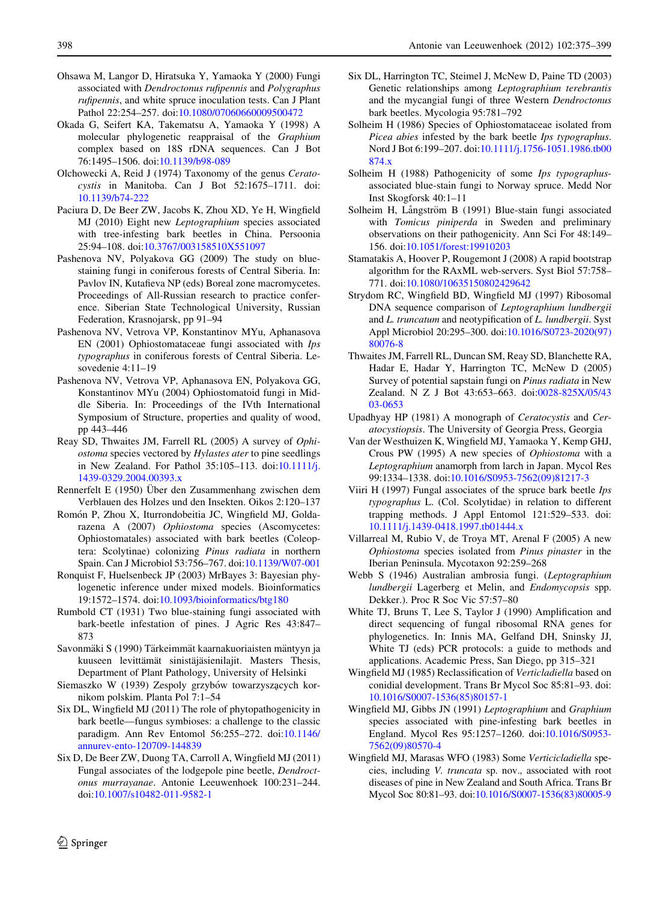Ohsawa M, Langor D, Hiratsuka Y, Yamaoka Y (2000) Fungi associated with *Dendroctonus rufipennis* and *Polygraphus rufipennis*, and white spruce inoculation tests. Can J Plant Pathol 22:254–257. doi:10.1080/07060660009500472

Okada G, Seifert KA, Takematsu A, Yamaoka Y (1998) A molecular phylogenetic reappraisal of the *Graphium* complex based on 18S rDNA sequences. Can J Bot 76:1495–1506. doi:10.1139/b98-089

Olchowecki A, Reid J (1974) Taxonomy of the genus *Ceratocystis* in Manitoba. Can J Bot 52:1675–1711. doi:10.1139/b74-222

Paciura D, De Beer ZW, Jacobs K, Zhou XD, Ye H, Wingfield MJ (2010) Eight new *Leptographium* species associated with tree-infesting bark beetles in China. Persoonia 25:94–108. doi:10.3767/003158510X551097

Pashenova NV, Polyakova GG (2009) The study on blue-staining fungi in coniferous forests of Central Siberia. In: Pavlov IN, Kutafieva NP (eds) Boreal zone macromycetes. Proceedings of All-Russian research to practice conference. Siberian State Technological University, Russian Federation, Krasnojarsk, pp 91–94

Pashenova NV, Vetrova VP, Konstantinov MYu, Aphanasova EN (2001) Ophiostomataceae fungi associated with *Ips typographus* in coniferous forests of Central Siberia. Lesovedenie 4:11–19

Pashenova NV, Vetrova VP, Aphanasova EN, Polyakova GG, Konstantinov MYu (2004) Ophiostomatoid fungi in Middle Siberia. In: Proceedings of the IVth International Symposium of Structure, properties and quality of wood, pp 443–446

Reay SD, Thwaites JM, Farrell RL (2005) A survey of *Ophiostoma* species vectored by *Hylastes ater* to pine seedlings in New Zealand. For Path 35:105–113. doi:10.1111/j.1439-0329.2004.00393.x

Rennerfelt E (1950) Über den Zusammenhang zwischen dem Verblauen des Holzes und den Insekten. Oikos 2:120–137

Romón P, Zhou X, Iturrondobeitia JC, Wingfield MJ, Goldarazena A (2007) *Ophiostoma* species (Ascomycetes: Ophiostomatales) associated with bark beetles (Coleoptera: Scolytinae) colonizing *Pinus radiata* in northern Spain. Can J Microbiol 53:756–767. doi:10.1139/W07-001

Ronquist F, Huelsenbeck JP (2003) MrBayes 3: Bayesian phylogenetic inference under mixed models. Bioinformatics 19:1572–1574. doi:10.1093/bioinformatics/btg180

Rumbold CT (1931) Two blue-staining fungi associated with bark-beetle infestation of pines. J Agric Res 43:847–873

Savonmäki S (1990) Tärkeimmät kaarnakuoriaisten mäntyyn ja kuuseen levittämät sinistäjäsienilajit. Masters Thesis, Department of Plant Pathology, University of Helsinki

Siemaszko W (1939) Zespoly grzybów towarzyszących kornikom polskim. Planta Pol 7:1–54

Six DL, Wingfield MJ (2011) The role of phytopathogenicity in bark beetle—fungus symbioses: a challenge to the classic paradigm. Ann Rev Entomol 56:255–272. doi:10.1146/annurev-ento-120709-144839

Six D, De Beer ZW, Duong TA, Carroll A, Wingfield MJ (2011) Fungal associates of the lodgepole pine beetle, *Dendroctonus murrayanae*. Antonie Leeuwenhoek 100:231–244. doi:10.1007/s10482-011-9582-1

Six DL, Harrington TC, Steimel J, McNew D, Paine TD (2003) Genetic relationships among *Leptographium terebrantis* and the mycangial fungi of three Western *Dendroctonus* bark beetles. Mycologia 95:781–792

Solheim H (1986) Species of Ophiostomataceae isolated from *Picea abies* infested by the bark beetle *Ips typographus*. Nord J Bot 6:199–207. doi:10.1111/j.1756-1051.1986.tb00874.x

Solheim H (1988) Pathogenicity of some *Ips typographus*-associated blue-stain fungi to Norway spruce. Medd Nor Inst Skogforsk 40:1–11

Solheim H, Långström B (1991) Blue-stain fungi associated with *Tomicus piniperda* in Sweden and preliminary observations on their pathogenicity. Ann Sci For 48:149–156. doi:10.1051/forest:19910203

Stamatakis A, Hoover P, Rougemont J (2008) A rapid bootstrap algorithm for the RAxML web-servers. Syst Biol 57:758–771. doi:10.1080/10635150802429642

Strydom RC, Wingfield BD, Wingfield MJ (1997) Ribosomal DNA sequence comparison of *Leptographium lundbergii* and *L. truncatum* and neotypification of *L. lundbergii*. Syst Appl Microbiol 20:295–300. doi:10.1016/S0723-2020(97)80076-8

Thwaites JM, Farrell RL, Duncan SM, Reay SD, Blanchette RA, Hadar E, Hadar Y, Harrington TC, McNew D (2005) Survey of potential sapstain fungi on *Pinus radiata* in New Zealand. N Z J Bot 43:653–663. doi:0028-825X/05/4303-0653

Upadhyay HP (1981) A monograph of *Ceratocystis* and *Ceratocystiopsis*. The University of Georgia Press, Georgia

Van der Westhuizen K, Wingfield MJ, Yamaoka Y, Kemp GHJ, Crous PW (1995) A new species of *Ophiostoma* with a *Leptographium* anamorph from larch in Japan. Mycol Res 99:1334–1338. doi:10.1016/S0953-7562(09)81217-3

Viiri H (1997) Fungal associates of the spruce bark beetle *Ips typographus* L. (Col. Scolytidae) in relation to different trapping methods. J Appl Entomol 121:529–533. doi:10.1111/j.1439-0418.1997.tb01444.x

Villarreal M, Rubio V, de Troya MT, Arenal F (2005) A new *Ophiostoma* species isolated from *Pinus pinaster* in the Iberian Peninsula. Mycotaxon 92:259–268

Webb S (1946) Australian ambrosia fungi. (*Leptographium lundbergii* Lagerberg et Melin, and *Endomycopsis* spp. Dekker.). Proc R Soc Vic 57:57–80

White TJ, Bruns T, Lee S, Taylor J (1990) Amplification and direct sequencing of fungal ribosomal RNA genes for phylogenetics. In: Innis MA, Gelfand DH, Sninsky JJ, White TJ (eds) PCR protocols: a guide to methods and applications. Academic Press, San Diego, pp 315–321

Wingfield MJ (1985) Reclassification of *Verticladiella* based on conidial development. Trans Br Mycol Soc 85:81–93. doi:10.1016/S0007-1536(85)80157-1

Wingfield MJ, Gibbs JN (1991) *Leptographium* and *Graphium* species associated with pine-infesting bark beetles in England. Mycol Res 95:1257–1260. doi:10.1016/S0953-7562(09)80570-4

Wingfield MJ, Marasas WFO (1983) Some *Verticicladiella* species, including *V. truncata* sp. nov., associated with root diseases of pine in New Zealand and South Africa. Trans Br Mycol Soc 80:81–93. doi:10.1016/S0007-1536(83)80005-9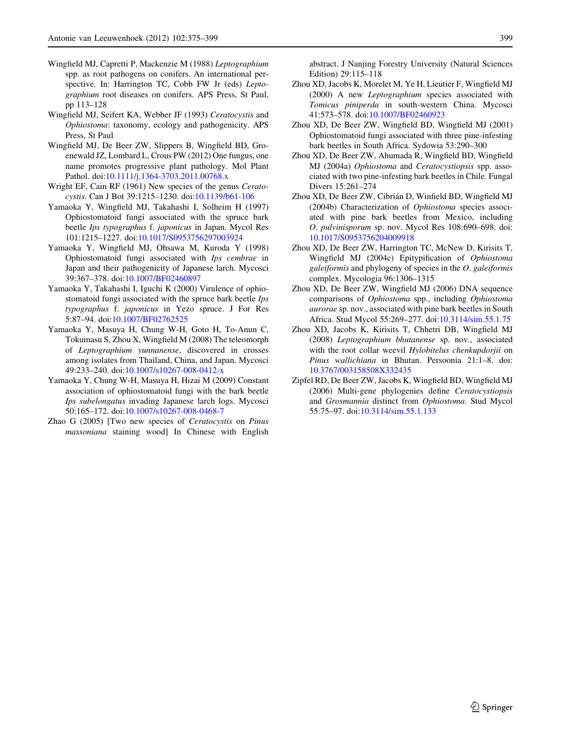Wingfield MJ, Capretti P, Mackenzie M (1988) *Leptographium* spp. as root pathogens on conifers. An international perspective. In: Harrington TC, Cobb FW Jr (eds) *Leptographium* root diseases on conifers. APS Press, St Paul, pp 113–128

Wingfield MJ, Seifert KA, Webber JF (1993) *Ceratocystis* and *Ophiostoma*: taxonomy, ecology and pathogenicity. APS Press, St Paul

Wingfield MJ, De Beer ZW, Slippers B, Wingfield BD, Groenewald JZ, Lombard L, Crous PW (2012) One fungus, one name promotes progressive plant pathology. Mol Plant Pathol. doi:10.1111/j.1364-3703.2011.00768.x

Wright EF, Cain RF (1961) New species of the genus *Ceratocystis*. Can J Bot 39:1215–1230. doi:10.1139/b61-106

Yamaoka Y, Wingfield MJ, Takahashi I, Solheim H (1997) Ophiostomatoid fungi associated with the spruce bark beetle *Ips typographus* f. *japonicus* in Japan. Mycol Res 101:1215–1227. doi:10.1017/S0953756297003924

Yamaoka Y, Wingfield MJ, Ohsawa M, Kuroda Y (1998) Ophiostomatoid fungi associated with *Ips cembrae* in Japan and their pathogenicity of Japanese larch. Mycosci 39:367–378. doi:10.1007/BF02460897

Yamaoka Y, Takahashi I, Iguchi K (2000) Virulence of ophiostomatoid fungi associated with the spruce bark beetle *Ips typographus* f. *japonicus* in Yezo spruce. J For Res 5:87–94. doi:10.1007/BF02762525

Yamaoka Y, Masuya H, Chung W-H, Goto H, To-Anun C, Tokumasu S, Zhou X, Wingfield M (2008) The teleomorph of *Leptographium yunnanense*, discovered in crosses among isolates from Thailand, China, and Japan. Mycosci 49:233–240. doi:10.1007/s10267-008-0412-x

Yamaoka Y, Chung W-H, Masuya H, Hizai M (2009) Constant association of ophiostomatoid fungi with the bark beetle *Ips subelongatus* invading Japanese larch logs. Mycosci 50:165–172. doi:10.1007/s10267-008-0468-7

Zhao G (2005) [Two new species of *Ceratocystis* on *Pinus massoniana* staining wood] In Chinese with English abstract. J Nanjing Forestry University (Natural Sciences Edition) 29:115–118

Zhou XD, Jacobs K, Morelet M, Ye H, Lieutier F, Wingfield MJ (2000) A new *Leptographium* species associated with *Tomicus piniperda* in south-western China. Mycosci 41:573–578. doi:10.1007/BF02460923

Zhou XD, De Beer ZW, Wingfield BD, Wingfield MJ (2001) Ophiostomatoid fungi associated with three pine-infesting bark beetles in South Africa. Sydowia 53:290–300

Zhou XD, De Beer ZW, Ahumada R, Wingfield BD, Wingfield MJ (2004a) *Ophiostoma* and *Ceratocystiopsis* spp. associated with two pine-infesting bark beetles in Chile. Fungal Divers 15:261–274

Zhou XD, De Beer ZW, Cibrián D, Winfield BD, Wingfield MJ (2004b) Characterization of *Ophiostoma* species associated with pine bark beetles from Mexico, including *O. pulvinisporum* sp. nov. Mycol Res 108:690–698. doi:10.1017/S0953756204009918

Zhou XD, De Beer ZW, Harrington TC, McNew D, Kirisits T, Wingfield MJ (2004c) Epitypification of *Ophiostoma galeiformis* and phylogeny of species in the *O. galeiformis* complex. Mycologia 96:1306–1315

Zhou XD, De Beer ZW, Wingfield MJ (2006) DNA sequence comparisons of *Ophiostoma* spp., including *Ophiostoma aurorae* sp. nov., associated with pine bark beetles in South Africa. Stud Mycol 55:269–277. doi:10.3114/sim.55.1.75

Zhou XD, Jacobs K, Kirisits T, Chhetri DB, Wingfield MJ (2008) *Leptographium bhutanense* sp. nov., associated with the root collar weevil *Hylobitelus chenkupdorjii* on *Pinus wallichiana* in Bhutan. Persoonia 21:1–8. doi:10.3767/003158508X332435

Zipfel RD, De Beer ZW, Jacobs K, Wingfield BD, Wingfield MJ (2006) Multi-gene phylogenies define *Ceratocystiopsis* and *Grosmannia* distinct from *Ophiostoma*. Stud Mycol 55:75–97. doi:10.3114/sim.55.1.133